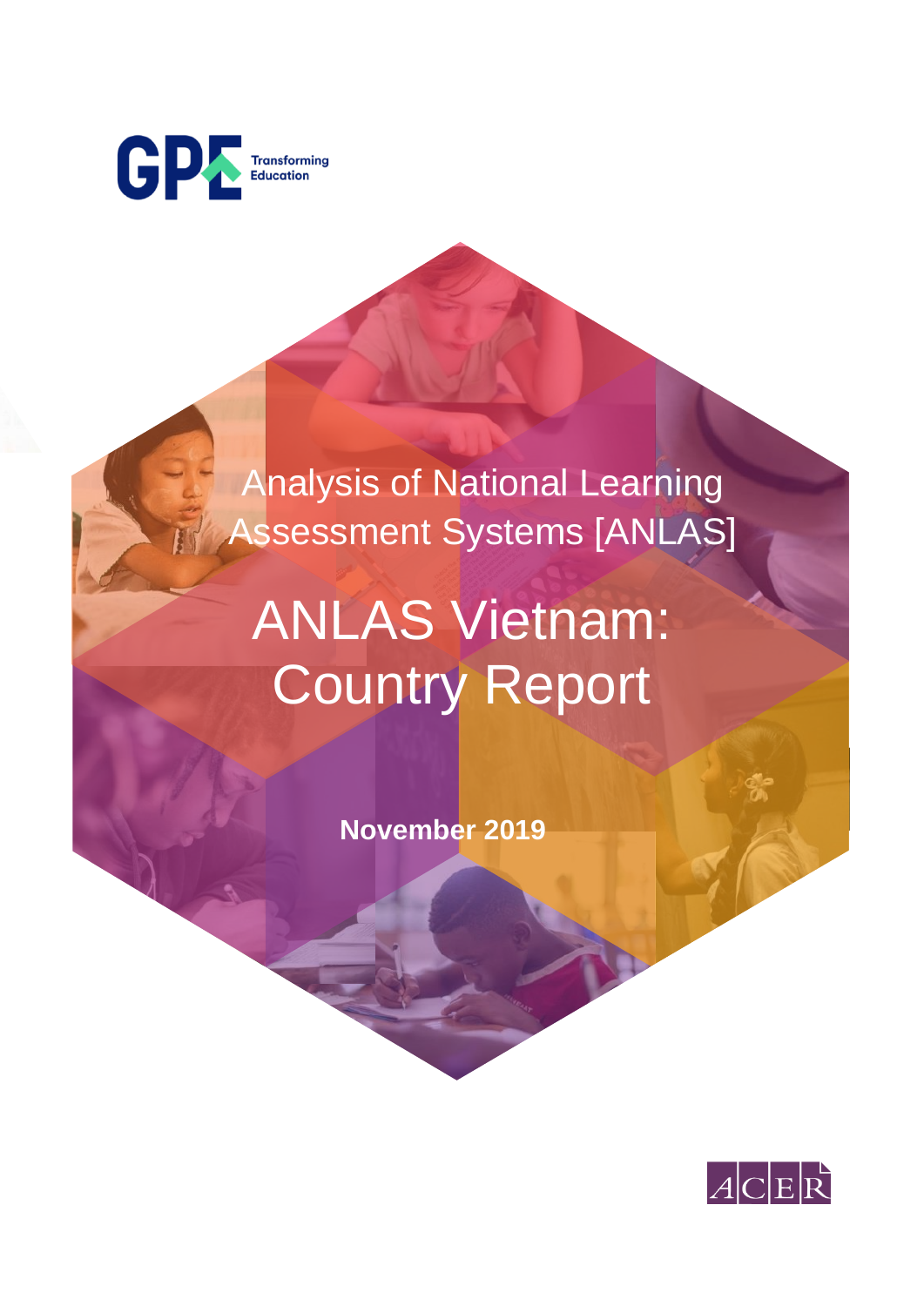GPE Transforming Education

# Analysis of National Learning Assessment Systems [ANLAS]

# ANLAS Vietnam: Country Report

**November 2019**

ACER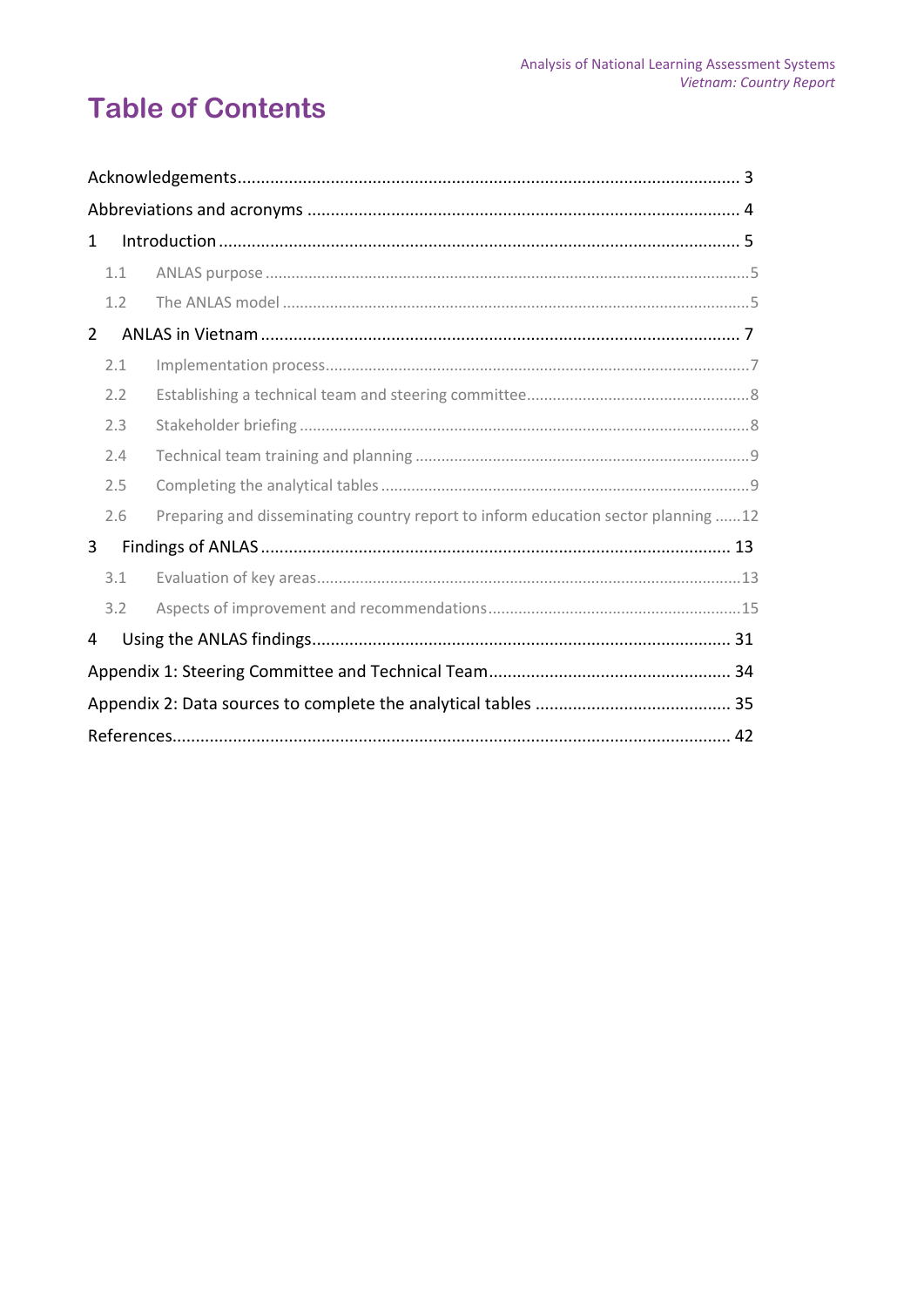# Table of Contents

Acknowledgements .......... 3

Abbreviations and acronyms .......... 4

1 Introduction .......... 5

- 1.1 ANLAS purpose .......... 5
- 1.2 The ANLAS model .......... 5

2 ANLAS in Vietnam .......... 7

- 2.1 Implementation process .......... 7
- 2.2 Establishing a technical team and steering committee .......... 8
- 2.3 Stakeholder briefing .......... 8
- 2.4 Technical team training and planning .......... 9
- 2.5 Completing the analytical tables .......... 9
- 2.6 Preparing and disseminating country report to inform education sector planning .......... 12

3 Findings of ANLAS .......... 13

- 3.1 Evaluation of key areas .......... 13
- 3.2 Aspects of improvement and recommendations .......... 15

4 Using the ANLAS findings .......... 31

Appendix 1: Steering Committee and Technical Team .......... 34

Appendix 2: Data sources to complete the analytical tables .......... 35

References .......... 42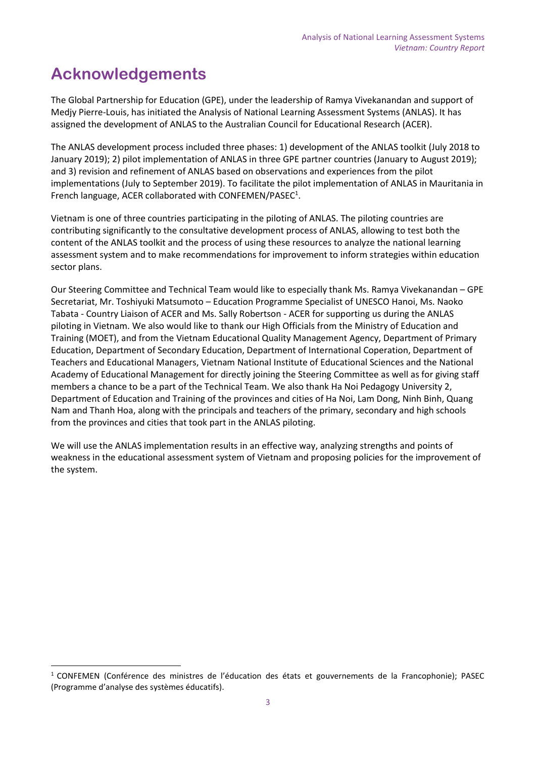# Acknowledgements

The Global Partnership for Education (GPE), under the leadership of Ramya Vivekanandan and support of Medjy Pierre-Louis, has initiated the Analysis of National Learning Assessment Systems (ANLAS). It has assigned the development of ANLAS to the Australian Council for Educational Research (ACER).

The ANLAS development process included three phases: 1) development of the ANLAS toolkit (July 2018 to January 2019); 2) pilot implementation of ANLAS in three GPE partner countries (January to August 2019); and 3) revision and refinement of ANLAS based on observations and experiences from the pilot implementations (July to September 2019). To facilitate the pilot implementation of ANLAS in Mauritania in French language, ACER collaborated with CONFEMEN/PASEC[1].

Vietnam is one of three countries participating in the piloting of ANLAS. The piloting countries are contributing significantly to the consultative development process of ANLAS, allowing to test both the content of the ANLAS toolkit and the process of using these resources to analyze the national learning assessment system and to make recommendations for improvement to inform strategies within education sector plans.

Our Steering Committee and Technical Team would like to especially thank Ms. Ramya Vivekanandan – GPE Secretariat, Mr. Toshiyuki Matsumoto – Education Programme Specialist of UNESCO Hanoi, Ms. Naoko Tabata - Country Liaison of ACER and Ms. Sally Robertson - ACER for supporting us during the ANLAS piloting in Vietnam. We also would like to thank our High Officials from the Ministry of Education and Training (MOET), and from the Vietnam Educational Quality Management Agency, Department of Primary Education, Department of Secondary Education, Department of International Coperation, Department of Teachers and Educational Managers, Vietnam National Institute of Educational Sciences and the National Academy of Educational Management for directly joining the Steering Committee as well as for giving staff members a chance to be a part of the Technical Team. We also thank Ha Noi Pedagogy University 2, Department of Education and Training of the provinces and cities of Ha Noi, Lam Dong, Ninh Binh, Quang Nam and Thanh Hoa, along with the principals and teachers of the primary, secondary and high schools from the provinces and cities that took part in the ANLAS piloting.

We will use the ANLAS implementation results in an effective way, analyzing strengths and points of weakness in the educational assessment system of Vietnam and proposing policies for the improvement of the system.

[1] CONFEMEN (Conférence des ministres de l'éducation des états et gouvernements de la Francophonie); PASEC (Programme d'analyse des systèmes éducatifs).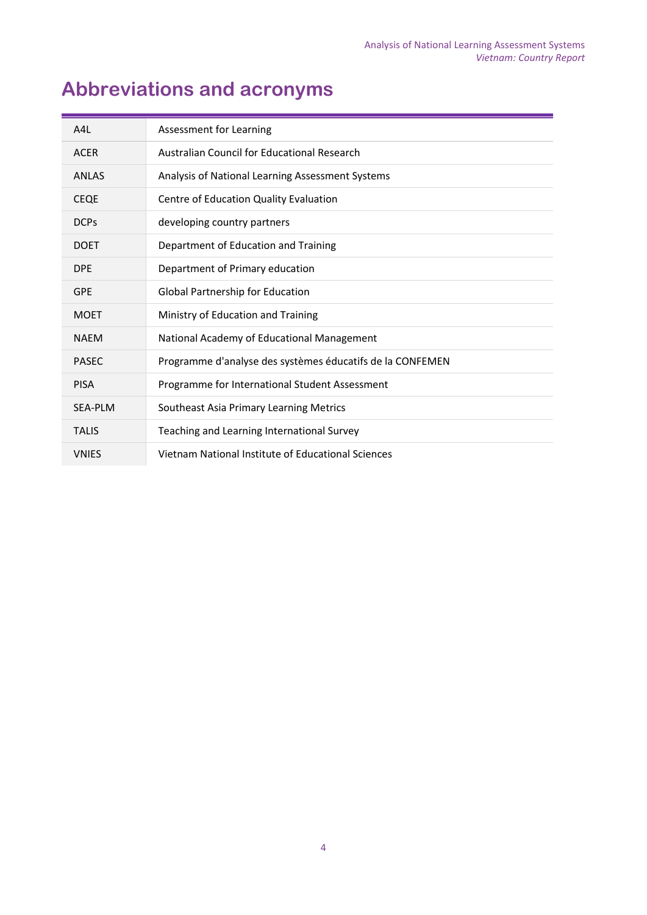# Abbreviations and acronyms

| | |
|---|---|
| A4L | Assessment for Learning |
| ACER | Australian Council for Educational Research |
| ANLAS | Analysis of National Learning Assessment Systems |
| CEQE | Centre of Education Quality Evaluation |
| DCPs | developing country partners |
| DOET | Department of Education and Training |
| DPE | Department of Primary education |
| GPE | Global Partnership for Education |
| MOET | Ministry of Education and Training |
| NAEM | National Academy of Educational Management |
| PASEC | Programme d'analyse des systèmes éducatifs de la CONFEMEN |
| PISA | Programme for International Student Assessment |
| SEA-PLM | Southeast Asia Primary Learning Metrics |
| TALIS | Teaching and Learning International Survey |
| VNIES | Vietnam National Institute of Educational Sciences |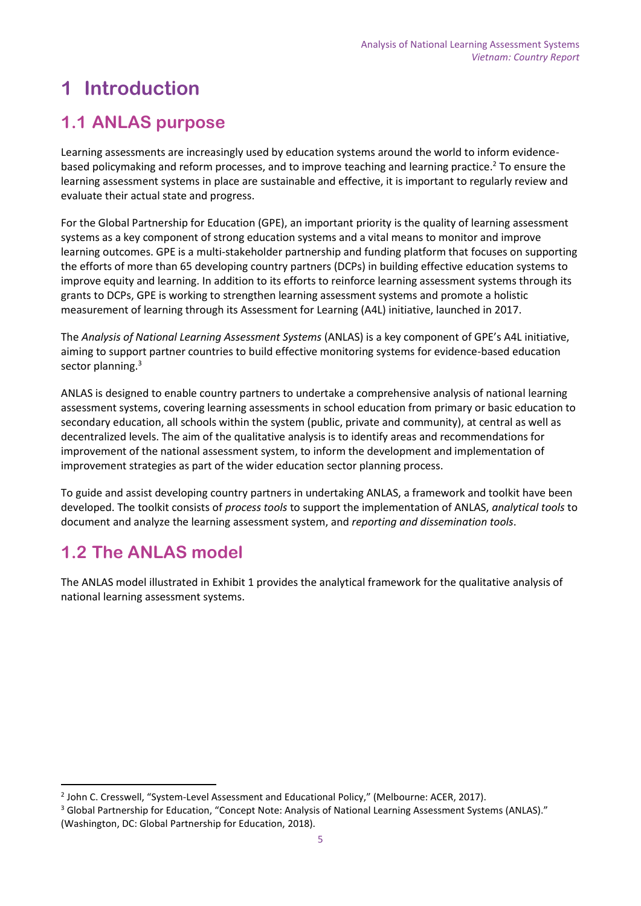# 1 Introduction

## 1.1 ANLAS purpose

Learning assessments are increasingly used by education systems around the world to inform evidence-based policymaking and reform processes, and to improve teaching and learning practice.[2] To ensure the learning assessment systems in place are sustainable and effective, it is important to regularly review and evaluate their actual state and progress.

For the Global Partnership for Education (GPE), an important priority is the quality of learning assessment systems as a key component of strong education systems and a vital means to monitor and improve learning outcomes. GPE is a multi-stakeholder partnership and funding platform that focuses on supporting the efforts of more than 65 developing country partners (DCPs) in building effective education systems to improve equity and learning. In addition to its efforts to reinforce learning assessment systems through its grants to DCPs, GPE is working to strengthen learning assessment systems and promote a holistic measurement of learning through its Assessment for Learning (A4L) initiative, launched in 2017.

The *Analysis of National Learning Assessment Systems* (ANLAS) is a key component of GPE's A4L initiative, aiming to support partner countries to build effective monitoring systems for evidence-based education sector planning.[3]

ANLAS is designed to enable country partners to undertake a comprehensive analysis of national learning assessment systems, covering learning assessments in school education from primary or basic education to secondary education, all schools within the system (public, private and community), at central as well as decentralized levels. The aim of the qualitative analysis is to identify areas and recommendations for improvement of the national assessment system, to inform the development and implementation of improvement strategies as part of the wider education sector planning process.

To guide and assist developing country partners in undertaking ANLAS, a framework and toolkit have been developed. The toolkit consists of *process tools* to support the implementation of ANLAS, *analytical tools* to document and analyze the learning assessment system, and *reporting and dissemination tools*.

## 1.2 The ANLAS model

The ANLAS model illustrated in Exhibit 1 provides the analytical framework for the qualitative analysis of national learning assessment systems.

---

[2] John C. Cresswell, "System-Level Assessment and Educational Policy," (Melbourne: ACER, 2017).

[3] Global Partnership for Education, "Concept Note: Analysis of National Learning Assessment Systems (ANLAS)." (Washington, DC: Global Partnership for Education, 2018).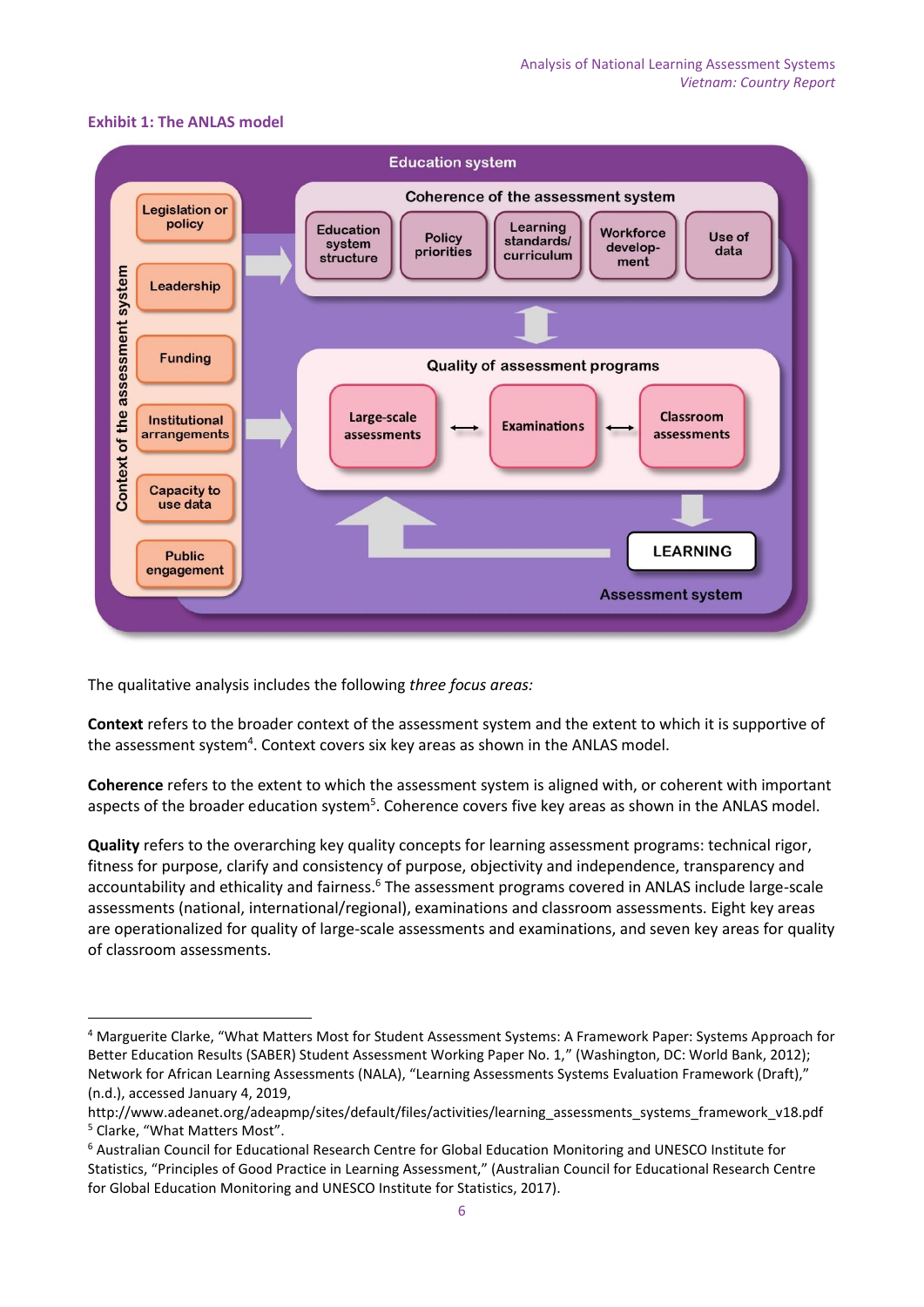**Exhibit 1: The ANLAS model**

The qualitative analysis includes the following *three focus areas:*

**Context** refers to the broader context of the assessment system and the extent to which it is supportive of the assessment system[4]. Context covers six key areas as shown in the ANLAS model.

**Coherence** refers to the extent to which the assessment system is aligned with, or coherent with important aspects of the broader education system[5]. Coherence covers five key areas as shown in the ANLAS model.

**Quality** refers to the overarching key quality concepts for learning assessment programs: technical rigor, fitness for purpose, clarify and consistency of purpose, objectivity and independence, transparency and accountability and ethicality and fairness.[6] The assessment programs covered in ANLAS include large-scale assessments (national, international/regional), examinations and classroom assessments. Eight key areas are operationalized for quality of large-scale assessments and examinations, and seven key areas for quality of classroom assessments.

---

[4] Marguerite Clarke, "What Matters Most for Student Assessment Systems: A Framework Paper: Systems Approach for Better Education Results (SABER) Student Assessment Working Paper No. 1," (Washington, DC: World Bank, 2012); Network for African Learning Assessments (NALA), "Learning Assessments Systems Evaluation Framework (Draft)," (n.d.), accessed January 4, 2019, http://www.adeanet.org/adeapmp/sites/default/files/activities/learning_assessments_systems_framework_v18.pdf

[5] Clarke, "What Matters Most".

[6] Australian Council for Educational Research Centre for Global Education Monitoring and UNESCO Institute for Statistics, "Principles of Good Practice in Learning Assessment," (Australian Council for Educational Research Centre for Global Education Monitoring and UNESCO Institute for Statistics, 2017).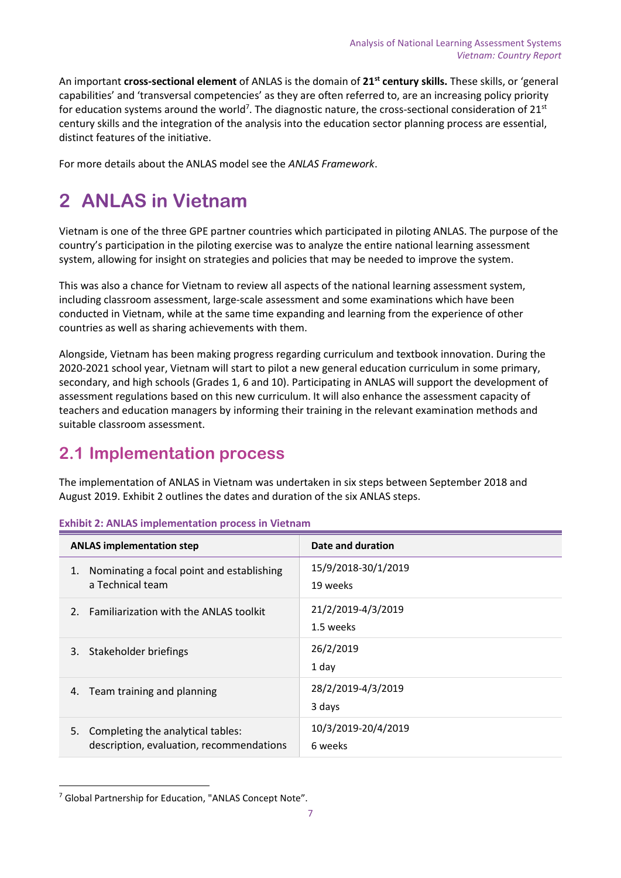An important **cross-sectional element** of ANLAS is the domain of **21st century skills.** These skills, or 'general capabilities' and 'transversal competencies' as they are often referred to, are an increasing policy priority for education systems around the world[7]. The diagnostic nature, the cross-sectional consideration of 21st century skills and the integration of the analysis into the education sector planning process are essential, distinct features of the initiative.

For more details about the ANLAS model see the *ANLAS Framework*.

# 2 ANLAS in Vietnam

Vietnam is one of the three GPE partner countries which participated in piloting ANLAS. The purpose of the country's participation in the piloting exercise was to analyze the entire national learning assessment system, allowing for insight on strategies and policies that may be needed to improve the system.

This was also a chance for Vietnam to review all aspects of the national learning assessment system, including classroom assessment, large-scale assessment and some examinations which have been conducted in Vietnam, while at the same time expanding and learning from the experience of other countries as well as sharing achievements with them.

Alongside, Vietnam has been making progress regarding curriculum and textbook innovation. During the 2020-2021 school year, Vietnam will start to pilot a new general education curriculum in some primary, secondary, and high schools (Grades 1, 6 and 10). Participating in ANLAS will support the development of assessment regulations based on this new curriculum. It will also enhance the assessment capacity of teachers and education managers by informing their training in the relevant examination methods and suitable classroom assessment.

## 2.1 Implementation process

The implementation of ANLAS in Vietnam was undertaken in six steps between September 2018 and August 2019. Exhibit 2 outlines the dates and duration of the six ANLAS steps.

**Exhibit 2: ANLAS implementation process in Vietnam**

| ANLAS implementation step | Date and duration |
|---|---|
| 1. Nominating a focal point and establishing a Technical team | 15/9/2018-30/1/2019<br>19 weeks |
| 2. Familiarization with the ANLAS toolkit | 21/2/2019-4/3/2019<br>1.5 weeks |
| 3. Stakeholder briefings | 26/2/2019<br>1 day |
| 4. Team training and planning | 28/2/2019-4/3/2019<br>3 days |
| 5. Completing the analytical tables: description, evaluation, recommendations | 10/3/2019-20/4/2019<br>6 weeks |

[7] Global Partnership for Education, "ANLAS Concept Note".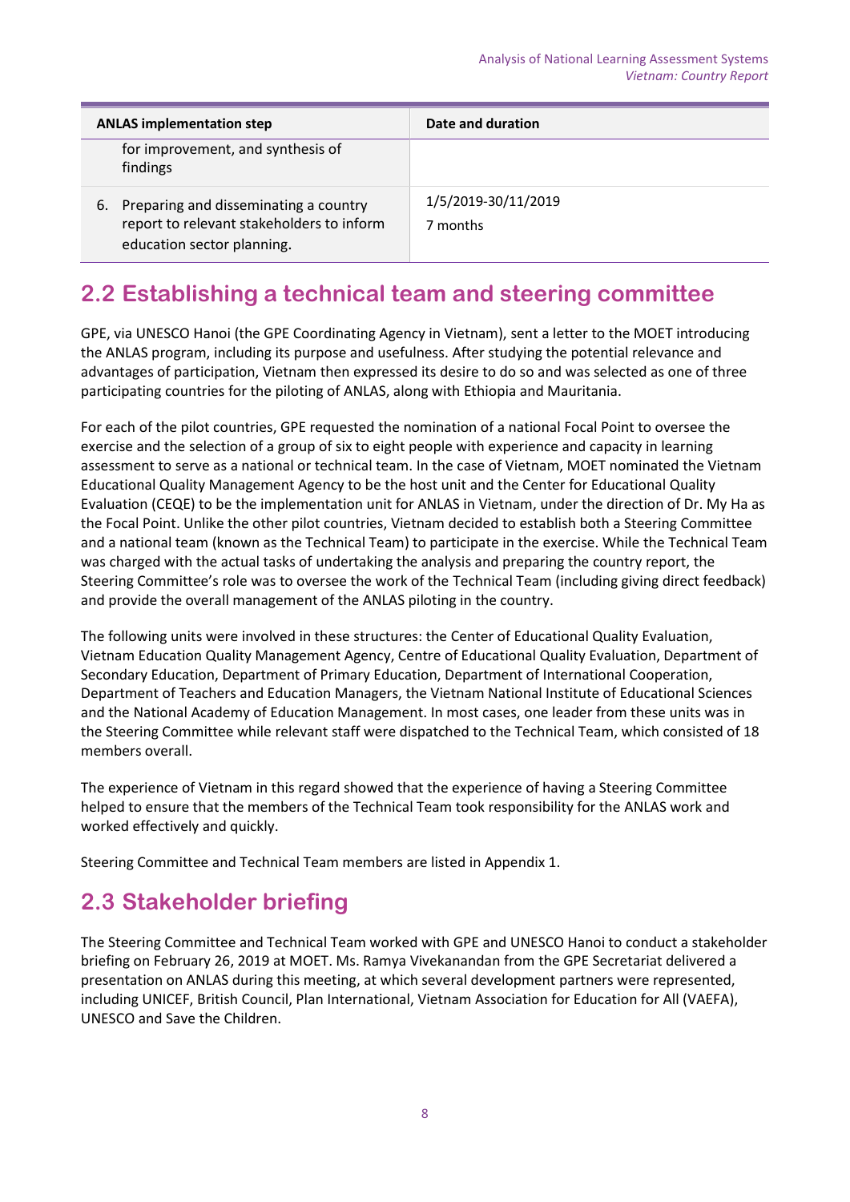| ANLAS implementation step | Date and duration |
|---|---|
| for improvement, and synthesis of findings | |
| 6. Preparing and disseminating a country report to relevant stakeholders to inform education sector planning. | 1/5/2019-30/11/2019<br>7 months |

## 2.2 Establishing a technical team and steering committee

GPE, via UNESCO Hanoi (the GPE Coordinating Agency in Vietnam), sent a letter to the MOET introducing the ANLAS program, including its purpose and usefulness. After studying the potential relevance and advantages of participation, Vietnam then expressed its desire to do so and was selected as one of three participating countries for the piloting of ANLAS, along with Ethiopia and Mauritania.

For each of the pilot countries, GPE requested the nomination of a national Focal Point to oversee the exercise and the selection of a group of six to eight people with experience and capacity in learning assessment to serve as a national or technical team. In the case of Vietnam, MOET nominated the Vietnam Educational Quality Management Agency to be the host unit and the Center for Educational Quality Evaluation (CEQE) to be the implementation unit for ANLAS in Vietnam, under the direction of Dr. My Ha as the Focal Point. Unlike the other pilot countries, Vietnam decided to establish both a Steering Committee and a national team (known as the Technical Team) to participate in the exercise. While the Technical Team was charged with the actual tasks of undertaking the analysis and preparing the country report, the Steering Committee's role was to oversee the work of the Technical Team (including giving direct feedback) and provide the overall management of the ANLAS piloting in the country.

The following units were involved in these structures: the Center of Educational Quality Evaluation, Vietnam Education Quality Management Agency, Centre of Educational Quality Evaluation, Department of Secondary Education, Department of Primary Education, Department of International Cooperation, Department of Teachers and Education Managers, the Vietnam National Institute of Educational Sciences and the National Academy of Education Management. In most cases, one leader from these units was in the Steering Committee while relevant staff were dispatched to the Technical Team, which consisted of 18 members overall.

The experience of Vietnam in this regard showed that the experience of having a Steering Committee helped to ensure that the members of the Technical Team took responsibility for the ANLAS work and worked effectively and quickly.

Steering Committee and Technical Team members are listed in Appendix 1.

## 2.3 Stakeholder briefing

The Steering Committee and Technical Team worked with GPE and UNESCO Hanoi to conduct a stakeholder briefing on February 26, 2019 at MOET. Ms. Ramya Vivekanandan from the GPE Secretariat delivered a presentation on ANLAS during this meeting, at which several development partners were represented, including UNICEF, British Council, Plan International, Vietnam Association for Education for All (VAEFA), UNESCO and Save the Children.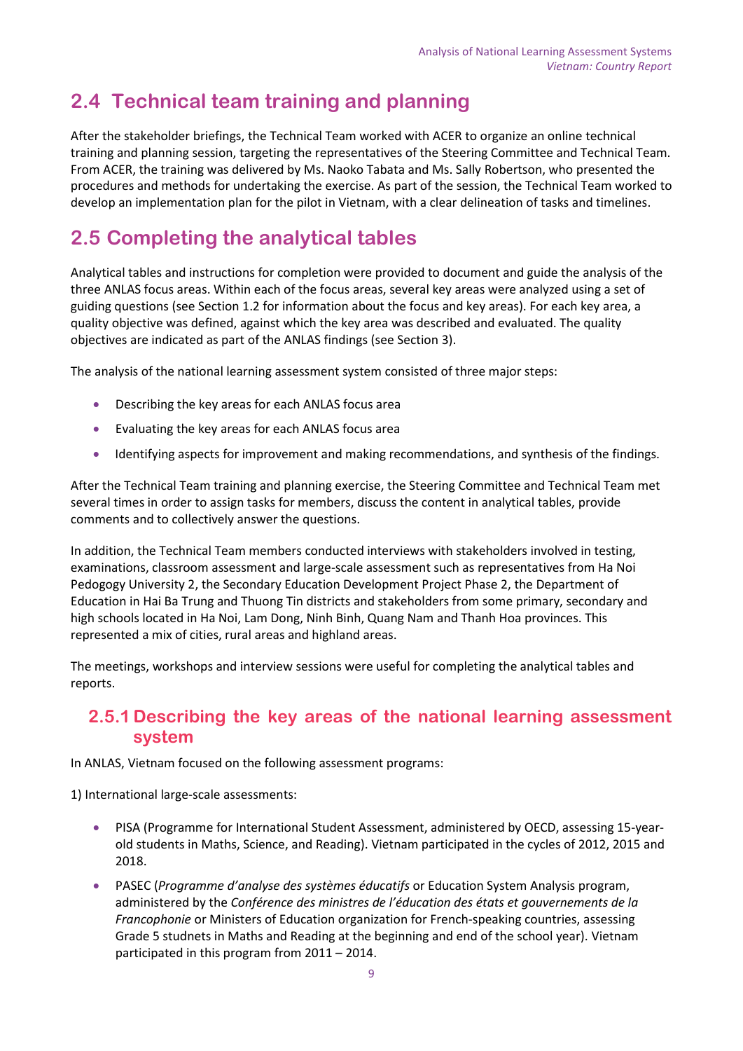## 2.4 Technical team training and planning

After the stakeholder briefings, the Technical Team worked with ACER to organize an online technical training and planning session, targeting the representatives of the Steering Committee and Technical Team. From ACER, the training was delivered by Ms. Naoko Tabata and Ms. Sally Robertson, who presented the procedures and methods for undertaking the exercise. As part of the session, the Technical Team worked to develop an implementation plan for the pilot in Vietnam, with a clear delineation of tasks and timelines.

## 2.5 Completing the analytical tables

Analytical tables and instructions for completion were provided to document and guide the analysis of the three ANLAS focus areas. Within each of the focus areas, several key areas were analyzed using a set of guiding questions (see Section 1.2 for information about the focus and key areas). For each key area, a quality objective was defined, against which the key area was described and evaluated. The quality objectives are indicated as part of the ANLAS findings (see Section 3).

The analysis of the national learning assessment system consisted of three major steps:

- Describing the key areas for each ANLAS focus area
- Evaluating the key areas for each ANLAS focus area
- Identifying aspects for improvement and making recommendations, and synthesis of the findings.

After the Technical Team training and planning exercise, the Steering Committee and Technical Team met several times in order to assign tasks for members, discuss the content in analytical tables, provide comments and to collectively answer the questions.

In addition, the Technical Team members conducted interviews with stakeholders involved in testing, examinations, classroom assessment and large-scale assessment such as representatives from Ha Noi Pedogogy University 2, the Secondary Education Development Project Phase 2, the Department of Education in Hai Ba Trung and Thuong Tin districts and stakeholders from some primary, secondary and high schools located in Ha Noi, Lam Dong, Ninh Binh, Quang Nam and Thanh Hoa provinces. This represented a mix of cities, rural areas and highland areas.

The meetings, workshops and interview sessions were useful for completing the analytical tables and reports.

### 2.5.1 Describing the key areas of the national learning assessment system

In ANLAS, Vietnam focused on the following assessment programs:

1) International large-scale assessments:

- PISA (Programme for International Student Assessment, administered by OECD, assessing 15-year-old students in Maths, Science, and Reading). Vietnam participated in the cycles of 2012, 2015 and 2018.
- PASEC (*Programme d'analyse des systèmes éducatifs* or Education System Analysis program, administered by the *Conférence des ministres de l'éducation des états et gouvernements de la Francophonie* or Ministers of Education organization for French-speaking countries, assessing Grade 5 studnets in Maths and Reading at the beginning and end of the school year). Vietnam participated in this program from 2011 – 2014.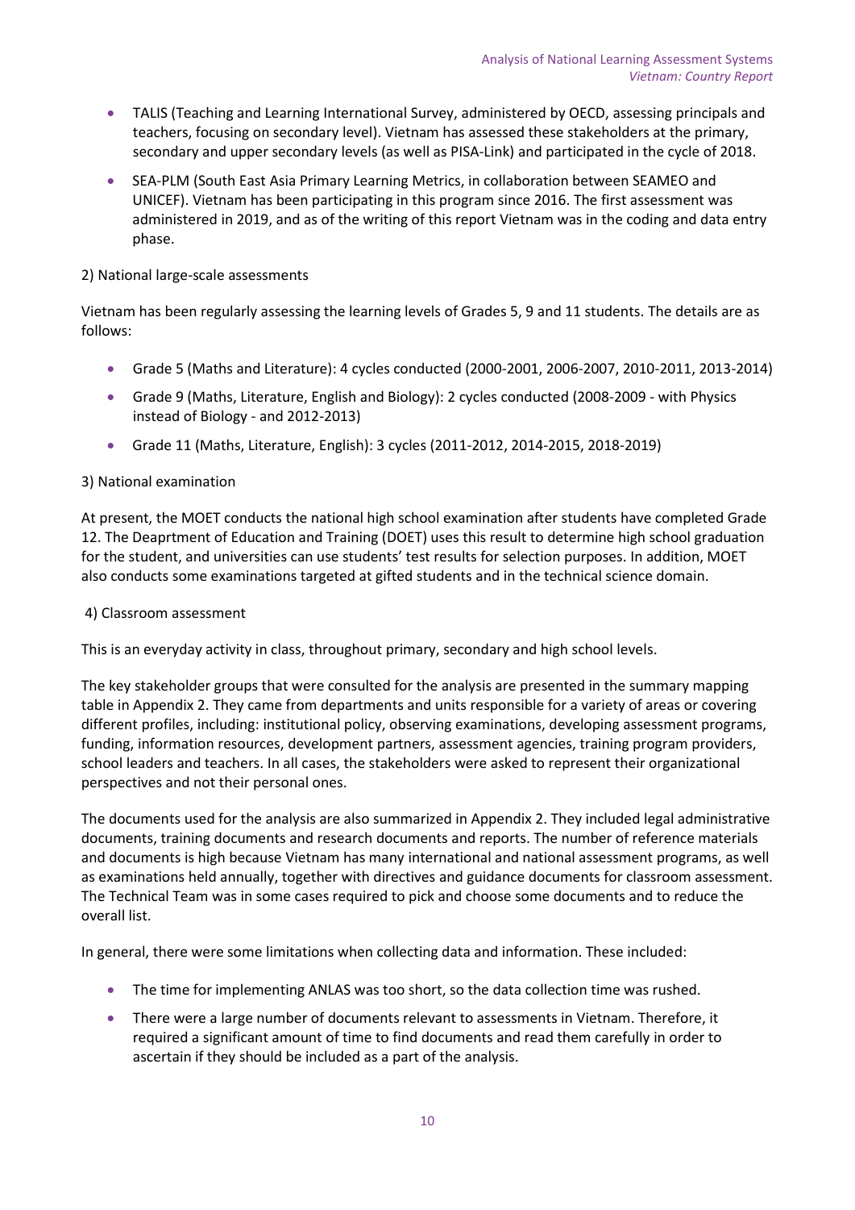- TALIS (Teaching and Learning International Survey, administered by OECD, assessing principals and teachers, focusing on secondary level). Vietnam has assessed these stakeholders at the primary, secondary and upper secondary levels (as well as PISA-Link) and participated in the cycle of 2018.
- SEA-PLM (South East Asia Primary Learning Metrics, in collaboration between SEAMEO and UNICEF). Vietnam has been participating in this program since 2016. The first assessment was administered in 2019, and as of the writing of this report Vietnam was in the coding and data entry phase.

2) National large-scale assessments

Vietnam has been regularly assessing the learning levels of Grades 5, 9 and 11 students. The details are as follows:

- Grade 5 (Maths and Literature): 4 cycles conducted (2000-2001, 2006-2007, 2010-2011, 2013-2014)
- Grade 9 (Maths, Literature, English and Biology): 2 cycles conducted (2008-2009 - with Physics instead of Biology - and 2012-2013)
- Grade 11 (Maths, Literature, English): 3 cycles (2011-2012, 2014-2015, 2018-2019)

3) National examination

At present, the MOET conducts the national high school examination after students have completed Grade 12. The Deaprtment of Education and Training (DOET) uses this result to determine high school graduation for the student, and universities can use students' test results for selection purposes. In addition, MOET also conducts some examinations targeted at gifted students and in the technical science domain.

4) Classroom assessment

This is an everyday activity in class, throughout primary, secondary and high school levels.

The key stakeholder groups that were consulted for the analysis are presented in the summary mapping table in Appendix 2. They came from departments and units responsible for a variety of areas or covering different profiles, including: institutional policy, observing examinations, developing assessment programs, funding, information resources, development partners, assessment agencies, training program providers, school leaders and teachers. In all cases, the stakeholders were asked to represent their organizational perspectives and not their personal ones.

The documents used for the analysis are also summarized in Appendix 2. They included legal administrative documents, training documents and research documents and reports. The number of reference materials and documents is high because Vietnam has many international and national assessment programs, as well as examinations held annually, together with directives and guidance documents for classroom assessment. The Technical Team was in some cases required to pick and choose some documents and to reduce the overall list.

In general, there were some limitations when collecting data and information. These included:

- The time for implementing ANLAS was too short, so the data collection time was rushed.
- There were a large number of documents relevant to assessments in Vietnam. Therefore, it required a significant amount of time to find documents and read them carefully in order to ascertain if they should be included as a part of the analysis.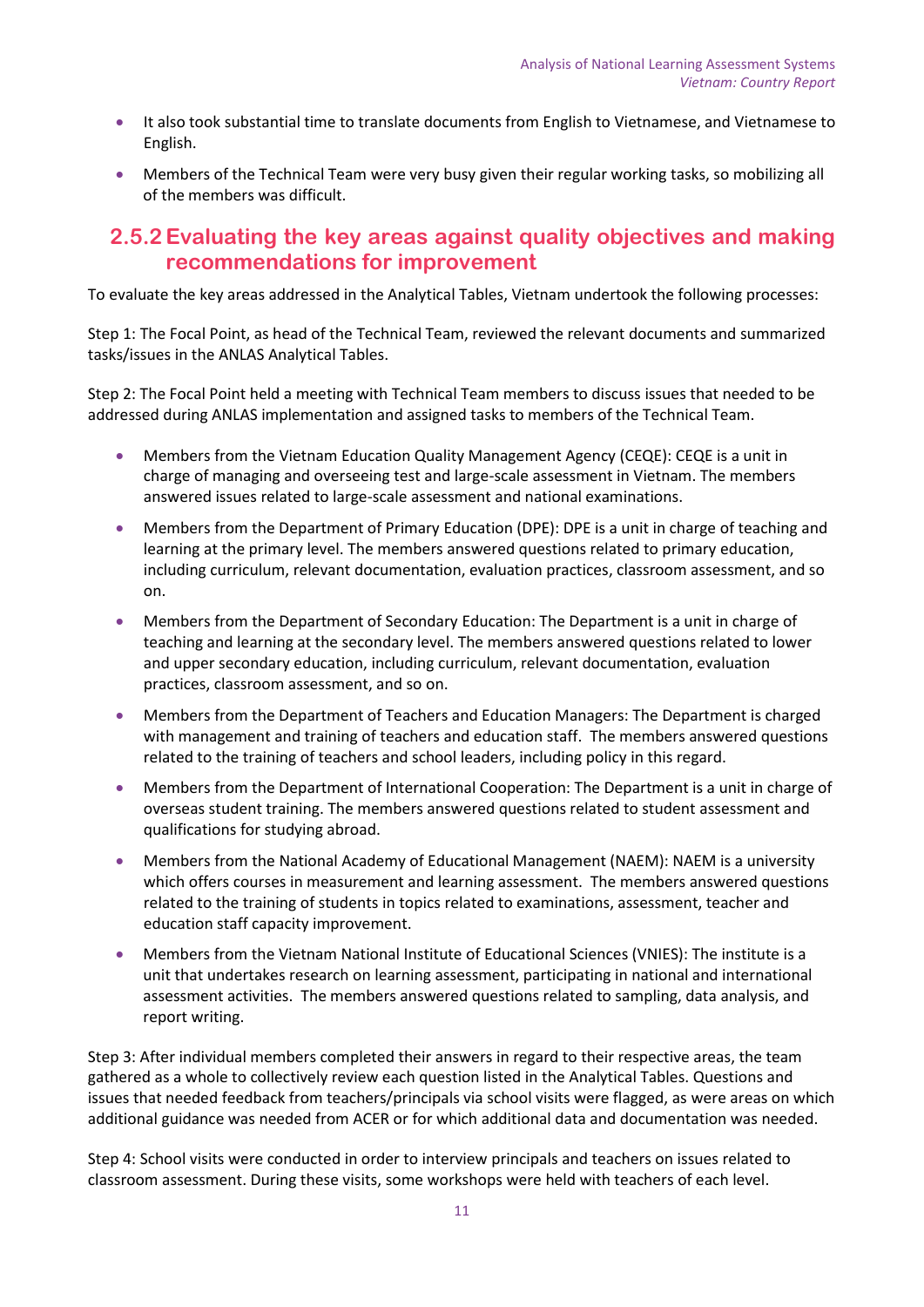- It also took substantial time to translate documents from English to Vietnamese, and Vietnamese to English.
- Members of the Technical Team were very busy given their regular working tasks, so mobilizing all of the members was difficult.

### 2.5.2 Evaluating the key areas against quality objectives and making recommendations for improvement

To evaluate the key areas addressed in the Analytical Tables, Vietnam undertook the following processes:

Step 1: The Focal Point, as head of the Technical Team, reviewed the relevant documents and summarized tasks/issues in the ANLAS Analytical Tables.

Step 2: The Focal Point held a meeting with Technical Team members to discuss issues that needed to be addressed during ANLAS implementation and assigned tasks to members of the Technical Team.

- Members from the Vietnam Education Quality Management Agency (CEQE): CEQE is a unit in charge of managing and overseeing test and large-scale assessment in Vietnam. The members answered issues related to large-scale assessment and national examinations.
- Members from the Department of Primary Education (DPE): DPE is a unit in charge of teaching and learning at the primary level. The members answered questions related to primary education, including curriculum, relevant documentation, evaluation practices, classroom assessment, and so on.
- Members from the Department of Secondary Education: The Department is a unit in charge of teaching and learning at the secondary level. The members answered questions related to lower and upper secondary education, including curriculum, relevant documentation, evaluation practices, classroom assessment, and so on.
- Members from the Department of Teachers and Education Managers: The Department is charged with management and training of teachers and education staff. The members answered questions related to the training of teachers and school leaders, including policy in this regard.
- Members from the Department of International Cooperation: The Department is a unit in charge of overseas student training. The members answered questions related to student assessment and qualifications for studying abroad.
- Members from the National Academy of Educational Management (NAEM): NAEM is a university which offers courses in measurement and learning assessment. The members answered questions related to the training of students in topics related to examinations, assessment, teacher and education staff capacity improvement.
- Members from the Vietnam National Institute of Educational Sciences (VNIES): The institute is a unit that undertakes research on learning assessment, participating in national and international assessment activities. The members answered questions related to sampling, data analysis, and report writing.

Step 3: After individual members completed their answers in regard to their respective areas, the team gathered as a whole to collectively review each question listed in the Analytical Tables. Questions and issues that needed feedback from teachers/principals via school visits were flagged, as were areas on which additional guidance was needed from ACER or for which additional data and documentation was needed.

Step 4: School visits were conducted in order to interview principals and teachers on issues related to classroom assessment. During these visits, some workshops were held with teachers of each level.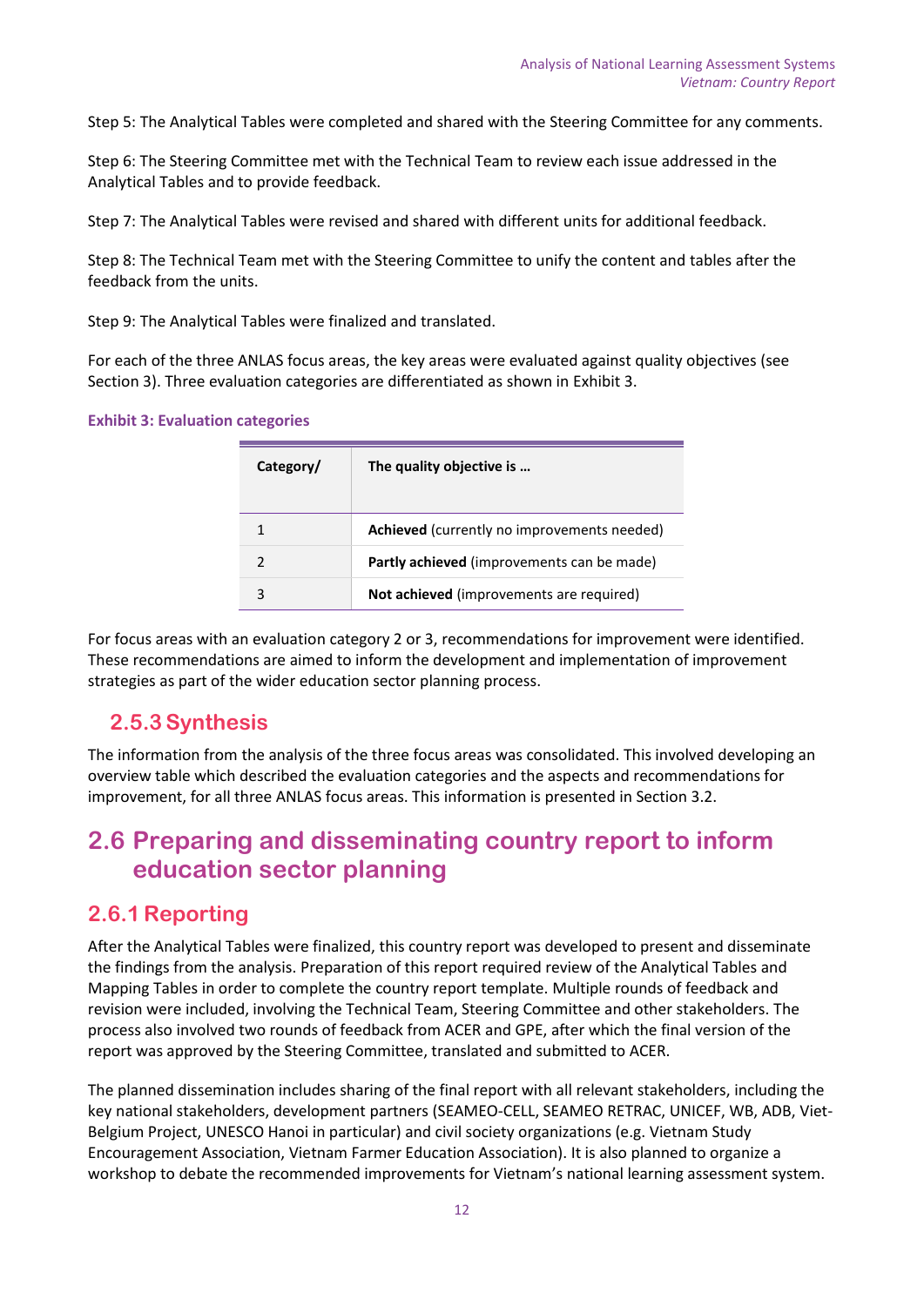Step 5: The Analytical Tables were completed and shared with the Steering Committee for any comments.

Step 6: The Steering Committee met with the Technical Team to review each issue addressed in the Analytical Tables and to provide feedback.

Step 7: The Analytical Tables were revised and shared with different units for additional feedback.

Step 8: The Technical Team met with the Steering Committee to unify the content and tables after the feedback from the units.

Step 9: The Analytical Tables were finalized and translated.

For each of the three ANLAS focus areas, the key areas were evaluated against quality objectives (see Section 3). Three evaluation categories are differentiated as shown in Exhibit 3.

**Exhibit 3: Evaluation categories**

| Category/ | The quality objective is … |
|---|---|
| 1 | **Achieved** (currently no improvements needed) |
| 2 | **Partly achieved** (improvements can be made) |
| 3 | **Not achieved** (improvements are required) |

For focus areas with an evaluation category 2 or 3, recommendations for improvement were identified. These recommendations are aimed to inform the development and implementation of improvement strategies as part of the wider education sector planning process.

### 2.5.3 Synthesis

The information from the analysis of the three focus areas was consolidated. This involved developing an overview table which described the evaluation categories and the aspects and recommendations for improvement, for all three ANLAS focus areas. This information is presented in Section 3.2.

## 2.6 Preparing and disseminating country report to inform education sector planning

### 2.6.1 Reporting

After the Analytical Tables were finalized, this country report was developed to present and disseminate the findings from the analysis. Preparation of this report required review of the Analytical Tables and Mapping Tables in order to complete the country report template. Multiple rounds of feedback and revision were included, involving the Technical Team, Steering Committee and other stakeholders. The process also involved two rounds of feedback from ACER and GPE, after which the final version of the report was approved by the Steering Committee, translated and submitted to ACER.

The planned dissemination includes sharing of the final report with all relevant stakeholders, including the key national stakeholders, development partners (SEAMEO-CELL, SEAMEO RETRAC, UNICEF, WB, ADB, Viet-Belgium Project, UNESCO Hanoi in particular) and civil society organizations (e.g. Vietnam Study Encouragement Association, Vietnam Farmer Education Association). It is also planned to organize a workshop to debate the recommended improvements for Vietnam's national learning assessment system.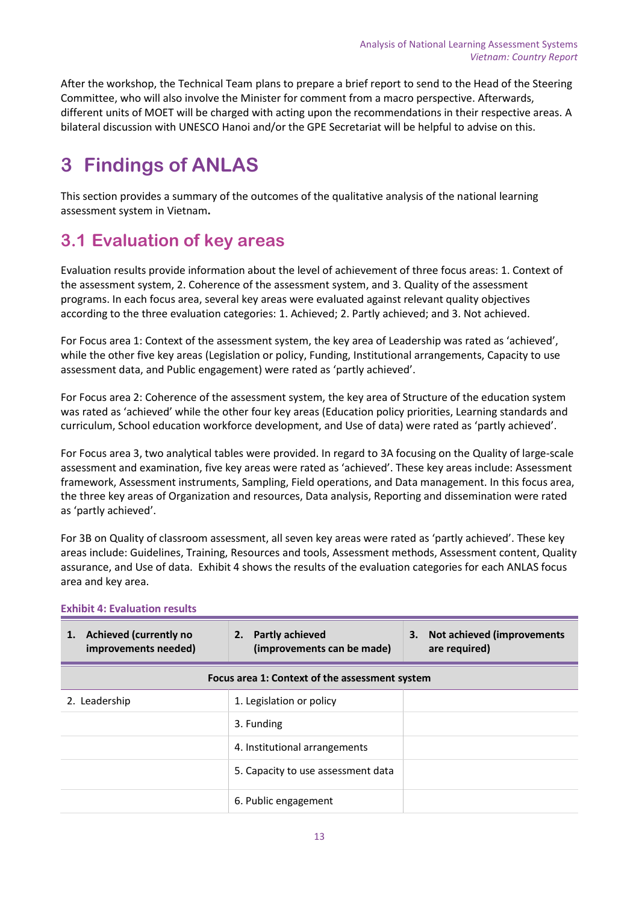After the workshop, the Technical Team plans to prepare a brief report to send to the Head of the Steering Committee, who will also involve the Minister for comment from a macro perspective. Afterwards, different units of MOET will be charged with acting upon the recommendations in their respective areas. A bilateral discussion with UNESCO Hanoi and/or the GPE Secretariat will be helpful to advise on this.

# 3 Findings of ANLAS

This section provides a summary of the outcomes of the qualitative analysis of the national learning assessment system in Vietnam**.**

## 3.1 Evaluation of key areas

Evaluation results provide information about the level of achievement of three focus areas: 1. Context of the assessment system, 2. Coherence of the assessment system, and 3. Quality of the assessment programs. In each focus area, several key areas were evaluated against relevant quality objectives according to the three evaluation categories: 1. Achieved; 2. Partly achieved; and 3. Not achieved.

For Focus area 1: Context of the assessment system, the key area of Leadership was rated as 'achieved', while the other five key areas (Legislation or policy, Funding, Institutional arrangements, Capacity to use assessment data, and Public engagement) were rated as 'partly achieved'.

For Focus area 2: Coherence of the assessment system, the key area of Structure of the education system was rated as 'achieved' while the other four key areas (Education policy priorities, Learning standards and curriculum, School education workforce development, and Use of data) were rated as 'partly achieved'.

For Focus area 3, two analytical tables were provided. In regard to 3A focusing on the Quality of large-scale assessment and examination, five key areas were rated as 'achieved'. These key areas include: Assessment framework, Assessment instruments, Sampling, Field operations, and Data management. In this focus area, the three key areas of Organization and resources, Data analysis, Reporting and dissemination were rated as 'partly achieved'.

For 3B on Quality of classroom assessment, all seven key areas were rated as 'partly achieved'. These key areas include: Guidelines, Training, Resources and tools, Assessment methods, Assessment content, Quality assurance, and Use of data. Exhibit 4 shows the results of the evaluation categories for each ANLAS focus area and key area.

**Exhibit 4: Evaluation results**

| 1. Achieved (currently no improvements needed) | 2. Partly achieved (improvements can be made) | 3. Not achieved (improvements are required) |
|---|---|---|
| **Focus area 1: Context of the assessment system** | | |
| 2. Leadership | 1. Legislation or policy | |
| | 3. Funding | |
| | 4. Institutional arrangements | |
| | 5. Capacity to use assessment data | |
| | 6. Public engagement | |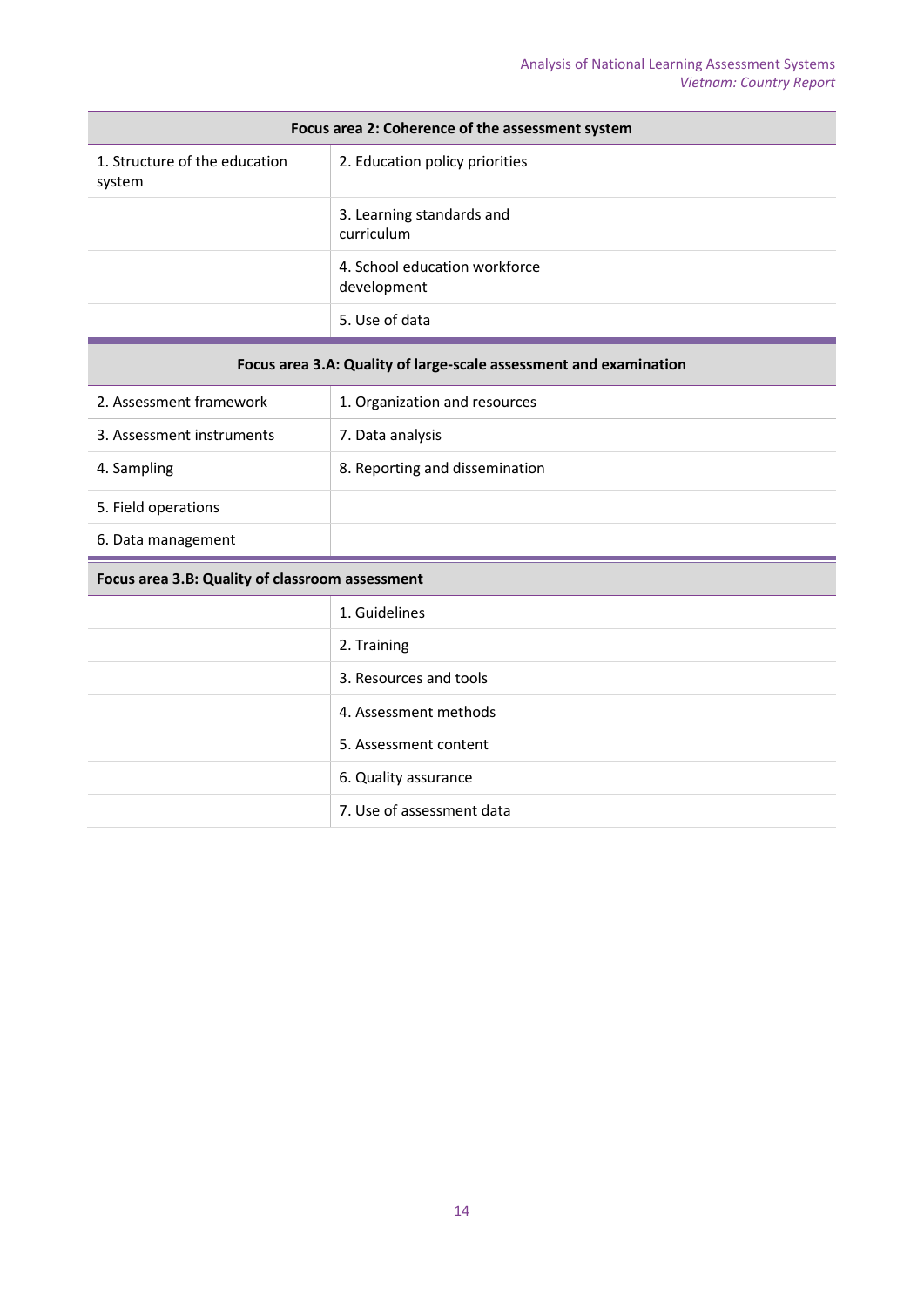| Focus area 2: Coherence of the assessment system | | |
|---|---|---|
| 1. Structure of the education system | 2. Education policy priorities | |
| | 3. Learning standards and curriculum | |
| | 4. School education workforce development | |
| | 5. Use of data | |

| Focus area 3.A: Quality of large-scale assessment and examination | | |
|---|---|---|
| 2. Assessment framework | 1. Organization and resources | |
| 3. Assessment instruments | 7. Data analysis | |
| 4. Sampling | 8. Reporting and dissemination | |
| 5. Field operations | | |
| 6. Data management | | |

| Focus area 3.B: Quality of classroom assessment | | |
|---|---|---|
| | 1. Guidelines | |
| | 2. Training | |
| | 3. Resources and tools | |
| | 4. Assessment methods | |
| | 5. Assessment content | |
| | 6. Quality assurance | |
| | 7. Use of assessment data | |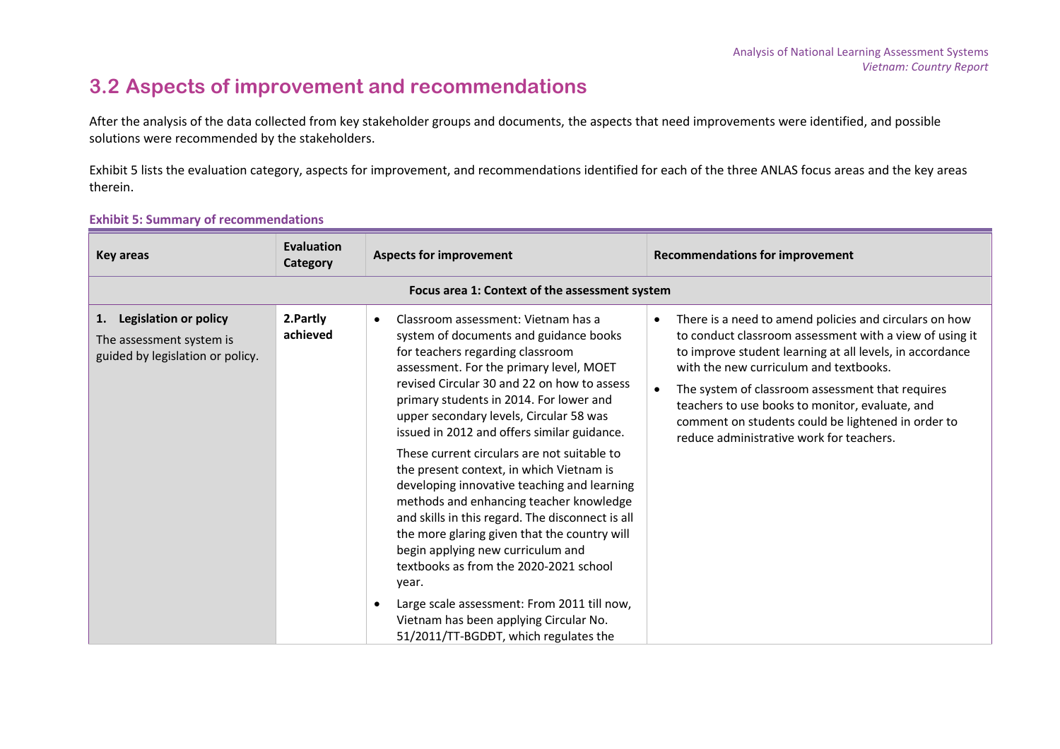## 3.2 Aspects of improvement and recommendations

After the analysis of the data collected from key stakeholder groups and documents, the aspects that need improvements were identified, and possible solutions were recommended by the stakeholders.

Exhibit 5 lists the evaluation category, aspects for improvement, and recommendations identified for each of the three ANLAS focus areas and the key areas therein.

**Exhibit 5: Summary of recommendations**

| Key areas | Evaluation Category | Aspects for improvement | Recommendations for improvement |
|---|---|---|---|
| **Focus area 1: Context of the assessment system** | | | |
| **1. Legislation or policy**<br>The assessment system is guided by legislation or policy. | **2.Partly achieved** | • Classroom assessment: Vietnam has a system of documents and guidance books for teachers regarding classroom assessment. For the primary level, MOET revised Circular 30 and 22 on how to assess primary students in 2014. For lower and upper secondary levels, Circular 58 was issued in 2012 and offers similar guidance.<br>These current circulars are not suitable to the present context, in which Vietnam is developing innovative teaching and learning methods and enhancing teacher knowledge and skills in this regard. The disconnect is all the more glaring given that the country will begin applying new curriculum and textbooks as from the 2020-2021 school year.<br>• Large scale assessment: From 2011 till now, Vietnam has been applying Circular No. 51/2011/TT-BGDĐT, which regulates the | • There is a need to amend policies and circulars on how to conduct classroom assessment with a view of using it to improve student learning at all levels, in accordance with the new curriculum and textbooks.<br>• The system of classroom assessment that requires teachers to use books to monitor, evaluate, and comment on students could be lightened in order to reduce administrative work for teachers. |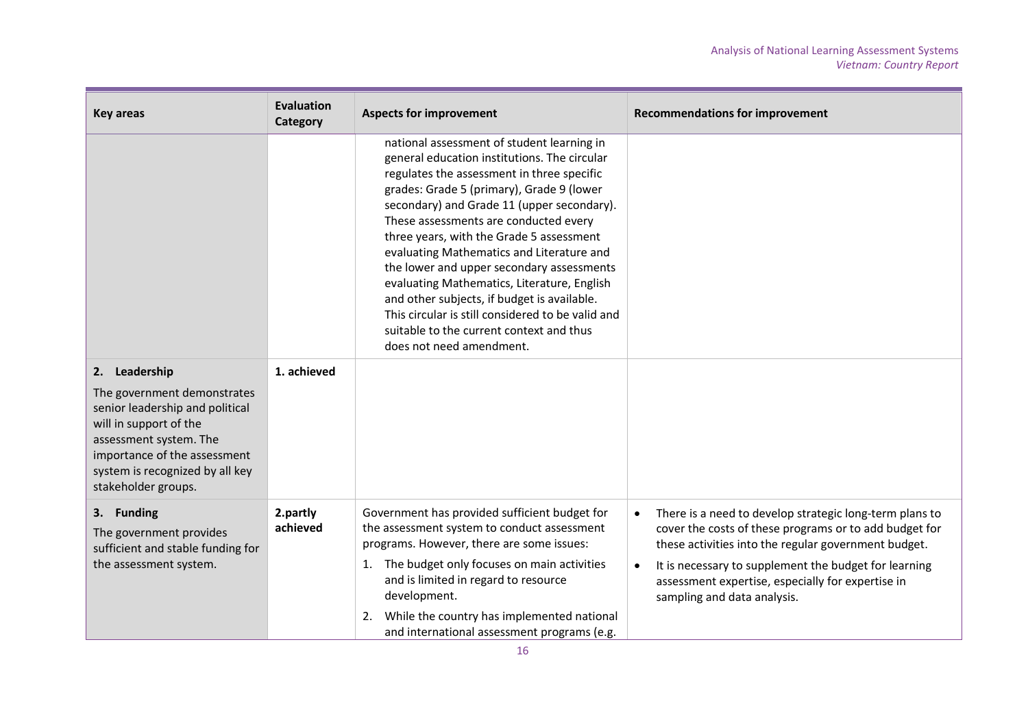| Key areas | Evaluation Category | Aspects for improvement | Recommendations for improvement |
|---|---|---|---|
| | | national assessment of student learning in general education institutions. The circular regulates the assessment in three specific grades: Grade 5 (primary), Grade 9 (lower secondary) and Grade 11 (upper secondary). These assessments are conducted every three years, with the Grade 5 assessment evaluating Mathematics and Literature and the lower and upper secondary assessments evaluating Mathematics, Literature, English and other subjects, if budget is available. This circular is still considered to be valid and suitable to the current context and thus does not need amendment. | |
| **2. Leadership**<br>The government demonstrates senior leadership and political will in support of the assessment system. The importance of the assessment system is recognized by all key stakeholder groups. | **1. achieved** | | |
| **3. Funding**<br>The government provides sufficient and stable funding for the assessment system. | **2.partly achieved** | Government has provided sufficient budget for the assessment system to conduct assessment programs. However, there are some issues:<br>1. The budget only focuses on main activities and is limited in regard to resource development.<br>2. While the country has implemented national and international assessment programs (e.g. | • There is a need to develop strategic long-term plans to cover the costs of these programs or to add budget for these activities into the regular government budget.<br>• It is necessary to supplement the budget for learning assessment expertise, especially for expertise in sampling and data analysis. |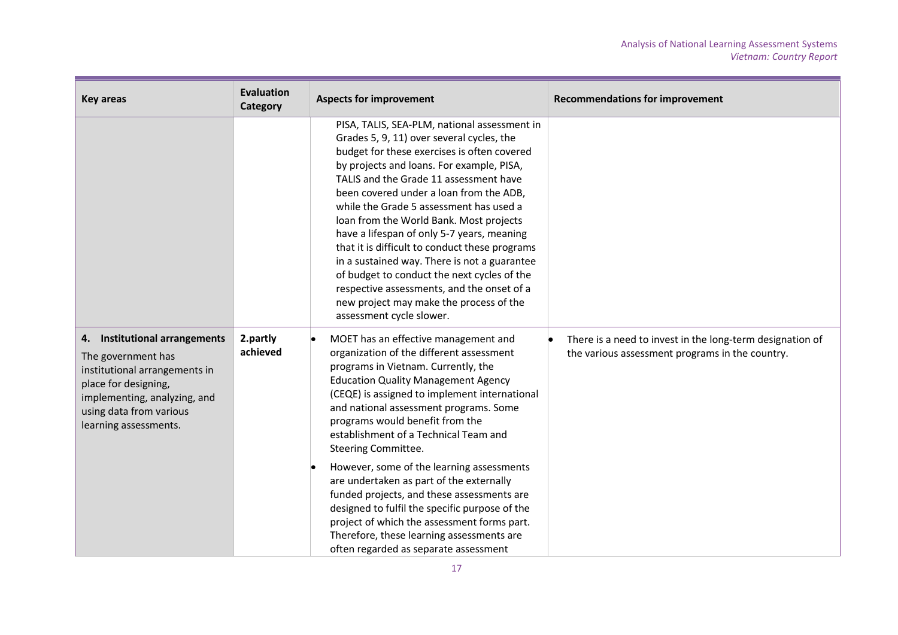| Key areas | Evaluation Category | Aspects for improvement | Recommendations for improvement |
|---|---|---|---|
| | | PISA, TALIS, SEA-PLM, national assessment in Grades 5, 9, 11) over several cycles, the budget for these exercises is often covered by projects and loans. For example, PISA, TALIS and the Grade 11 assessment have been covered under a loan from the ADB, while the Grade 5 assessment has used a loan from the World Bank. Most projects have a lifespan of only 5-7 years, meaning that it is difficult to conduct these programs in a sustained way. There is not a guarantee of budget to conduct the next cycles of the respective assessments, and the onset of a new project may make the process of the assessment cycle slower. | |
| **4. Institutional arrangements**<br>The government has institutional arrangements in place for designing, implementing, analyzing, and using data from various learning assessments. | **2.partly achieved** | • MOET has an effective management and organization of the different assessment programs in Vietnam. Currently, the Education Quality Management Agency (CEQE) is assigned to implement international and national assessment programs. Some programs would benefit from the establishment of a Technical Team and Steering Committee.<br>• However, some of the learning assessments are undertaken as part of the externally funded projects, and these assessments are designed to fulfil the specific purpose of the project of which the assessment forms part. Therefore, these learning assessments are often regarded as separate assessment | • There is a need to invest in the long-term designation of the various assessment programs in the country. |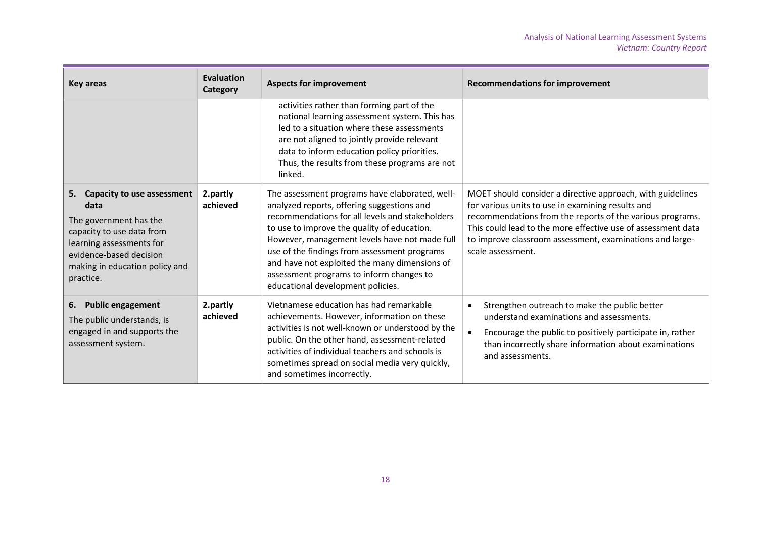| Key areas | Evaluation Category | Aspects for improvement | Recommendations for improvement |
|---|---|---|---|
| | | activities rather than forming part of the national learning assessment system. This has led to a situation where these assessments are not aligned to jointly provide relevant data to inform education policy priorities. Thus, the results from these programs are not linked. | |
| **5. Capacity to use assessment data**<br>The government has the capacity to use data from learning assessments for evidence-based decision making in education policy and practice. | **2.partly achieved** | The assessment programs have elaborated, well-analyzed reports, offering suggestions and recommendations for all levels and stakeholders to use to improve the quality of education. However, management levels have not made full use of the findings from assessment programs and have not exploited the many dimensions of assessment programs to inform changes to educational development policies. | MOET should consider a directive approach, with guidelines for various units to use in examining results and recommendations from the reports of the various programs. This could lead to the more effective use of assessment data to improve classroom assessment, examinations and large-scale assessment. |
| **6. Public engagement**<br>The public understands, is engaged in and supports the assessment system. | **2.partly achieved** | Vietnamese education has had remarkable achievements. However, information on these activities is not well-known or understood by the public. On the other hand, assessment-related activities of individual teachers and schools is sometimes spread on social media very quickly, and sometimes incorrectly. | • Strengthen outreach to make the public better understand examinations and assessments.<br>• Encourage the public to positively participate in, rather than incorrectly share information about examinations and assessments. |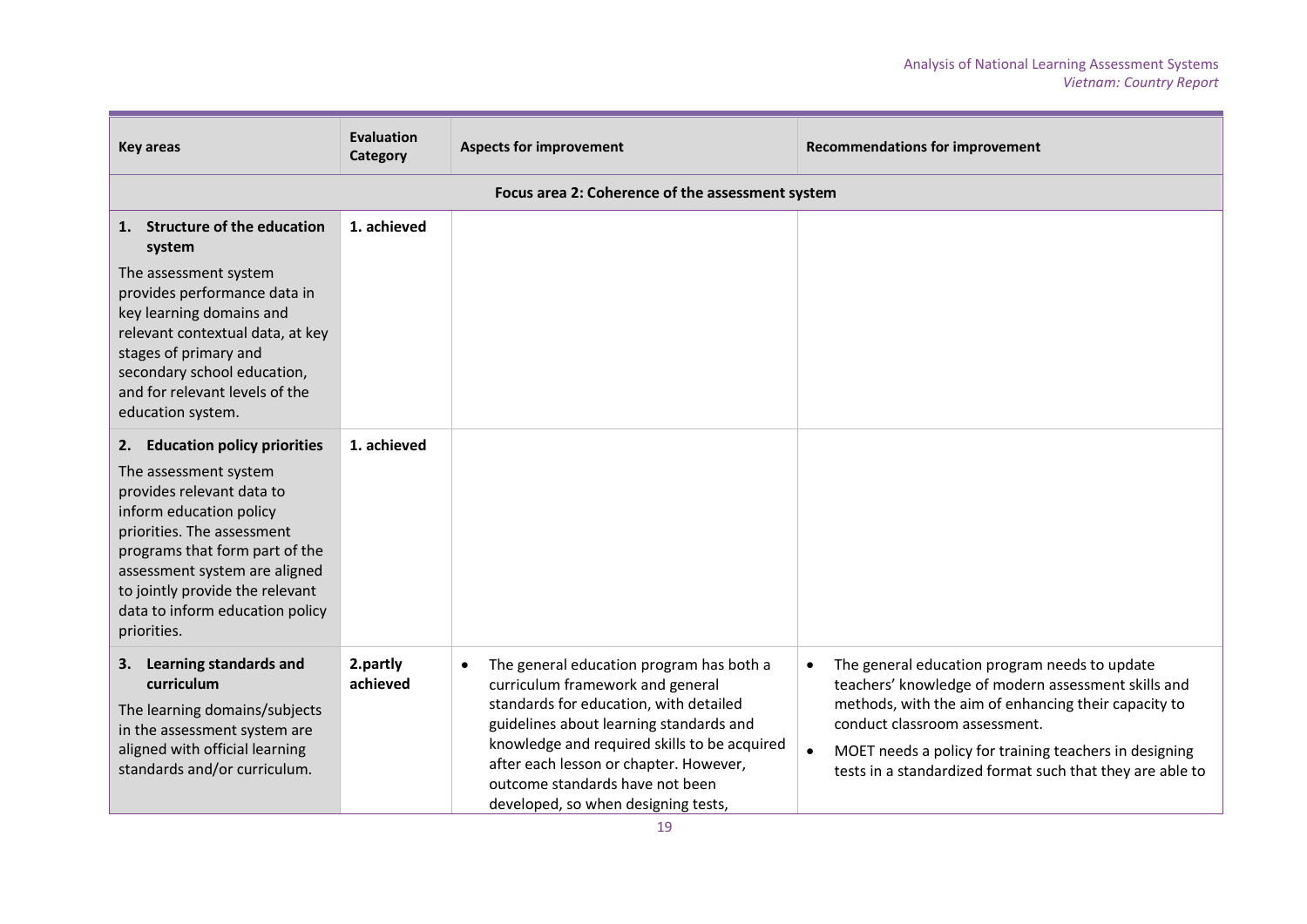| Key areas | Evaluation Category | Aspects for improvement | Recommendations for improvement |
|---|---|---|---|
| **Focus area 2: Coherence of the assessment system** | | | |
| **1. Structure of the education system**<br><br>The assessment system provides performance data in key learning domains and relevant contextual data, at key stages of primary and secondary school education, and for relevant levels of the education system. | **1. achieved** | | |
| **2. Education policy priorities**<br><br>The assessment system provides relevant data to inform education policy priorities. The assessment programs that form part of the assessment system are aligned to jointly provide the relevant data to inform education policy priorities. | **1. achieved** | | |
| **3. Learning standards and curriculum**<br><br>The learning domains/subjects in the assessment system are aligned with official learning standards and/or curriculum. | **2.partly achieved** | • The general education program has both a curriculum framework and general standards for education, with detailed guidelines about learning standards and knowledge and required skills to be acquired after each lesson or chapter. However, outcome standards have not been developed, so when designing tests, | • The general education program needs to update teachers' knowledge of modern assessment skills and methods, with the aim of enhancing their capacity to conduct classroom assessment.<br>• MOET needs a policy for training teachers in designing tests in a standardized format such that they are able to |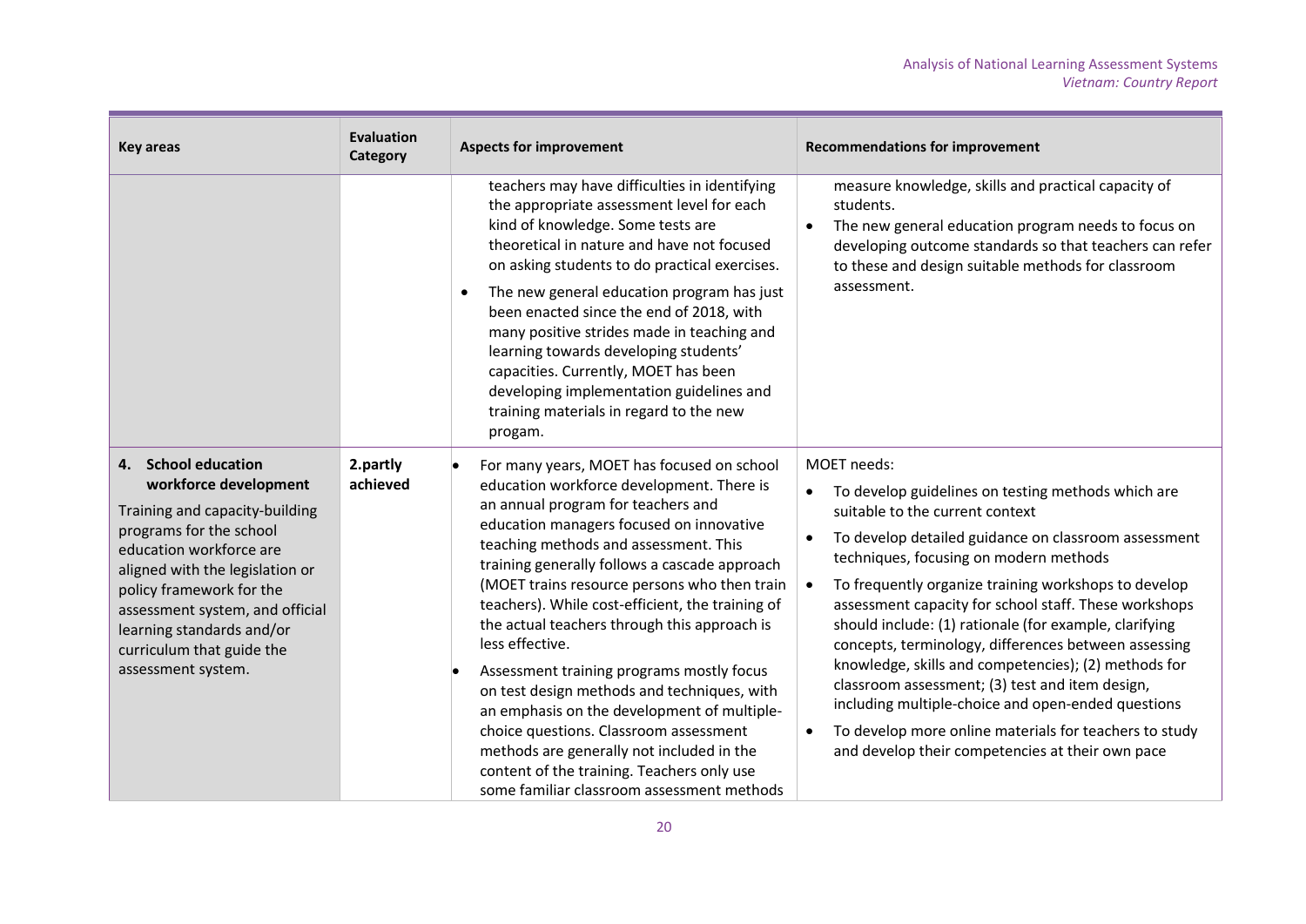| Key areas | Evaluation Category | Aspects for improvement | Recommendations for improvement |
|---|---|---|---|
| | | teachers may have difficulties in identifying the appropriate assessment level for each kind of knowledge. Some tests are theoretical in nature and have not focused on asking students to do practical exercises.<br>• The new general education program has just been enacted since the end of 2018, with many positive strides made in teaching and learning towards developing students' capacities. Currently, MOET has been developing implementation guidelines and training materials in regard to the new progam. | measure knowledge, skills and practical capacity of students.<br>• The new general education program needs to focus on developing outcome standards so that teachers can refer to these and design suitable methods for classroom assessment. |
| **4. School education workforce development**<br>Training and capacity-building programs for the school education workforce are aligned with the legislation or policy framework for the assessment system, and official learning standards and/or curriculum that guide the assessment system. | **2.partly achieved** | • For many years, MOET has focused on school education workforce development. There is an annual program for teachers and education managers focused on innovative teaching methods and assessment. This training generally follows a cascade approach (MOET trains resource persons who then train teachers). While cost-efficient, the training of the actual teachers through this approach is less effective.<br>• Assessment training programs mostly focus on test design methods and techniques, with an emphasis on the development of multiple-choice questions. Classroom assessment methods are generally not included in the content of the training. Teachers only use some familiar classroom assessment methods | MOET needs:<br>• To develop guidelines on testing methods which are suitable to the current context<br>• To develop detailed guidance on classroom assessment techniques, focusing on modern methods<br>• To frequently organize training workshops to develop assessment capacity for school staff. These workshops should include: (1) rationale (for example, clarifying concepts, terminology, differences between assessing knowledge, skills and competencies); (2) methods for classroom assessment; (3) test and item design, including multiple-choice and open-ended questions<br>• To develop more online materials for teachers to study and develop their competencies at their own pace |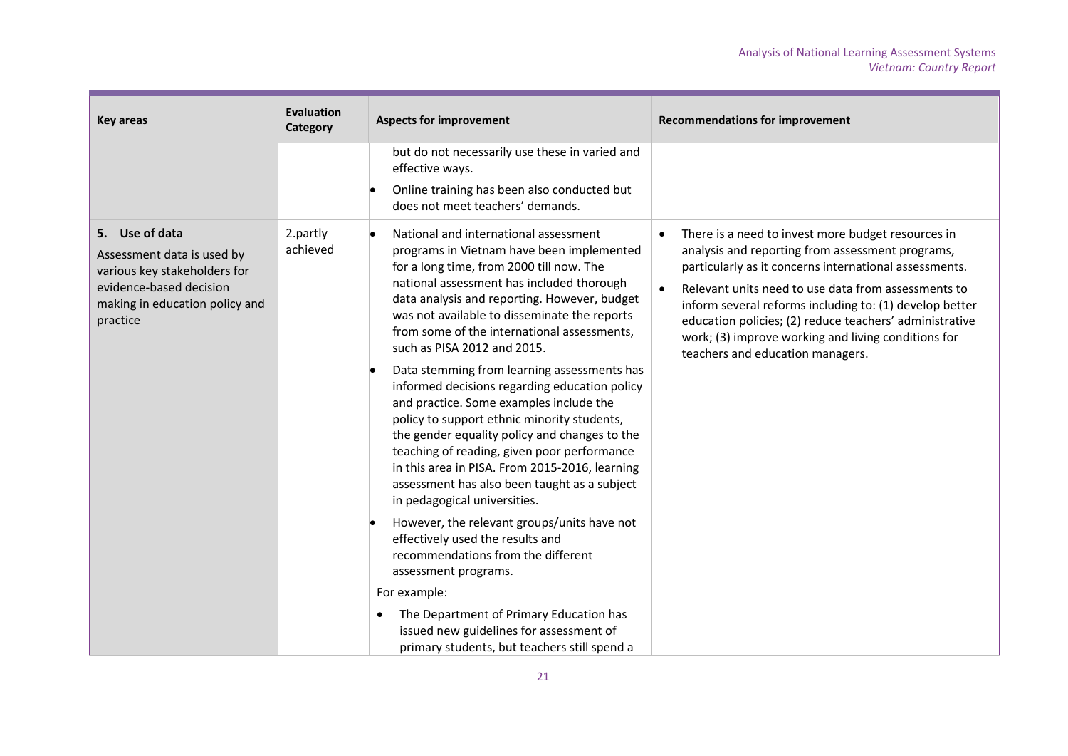| Key areas | Evaluation Category | Aspects for improvement | Recommendations for improvement |
|---|---|---|---|
| | | but do not necessarily use these in varied and effective ways.<br>• Online training has been also conducted but does not meet teachers' demands. | |
| **5. Use of data**<br>Assessment data is used by various key stakeholders for evidence-based decision making in education policy and practice | 2.partly achieved | • National and international assessment programs in Vietnam have been implemented for a long time, from 2000 till now. The national assessment has included thorough data analysis and reporting. However, budget was not available to disseminate the reports from some of the international assessments, such as PISA 2012 and 2015.<br>• Data stemming from learning assessments has informed decisions regarding education policy and practice. Some examples include the policy to support ethnic minority students, the gender equality policy and changes to the teaching of reading, given poor performance in this area in PISA. From 2015-2016, learning assessment has also been taught as a subject in pedagogical universities.<br>• However, the relevant groups/units have not effectively used the results and recommendations from the different assessment programs.<br>For example:<br>• The Department of Primary Education has issued new guidelines for assessment of primary students, but teachers still spend a | • There is a need to invest more budget resources in analysis and reporting from assessment programs, particularly as it concerns international assessments.<br>• Relevant units need to use data from assessments to inform several reforms including to: (1) develop better education policies; (2) reduce teachers' administrative work; (3) improve working and living conditions for teachers and education managers. |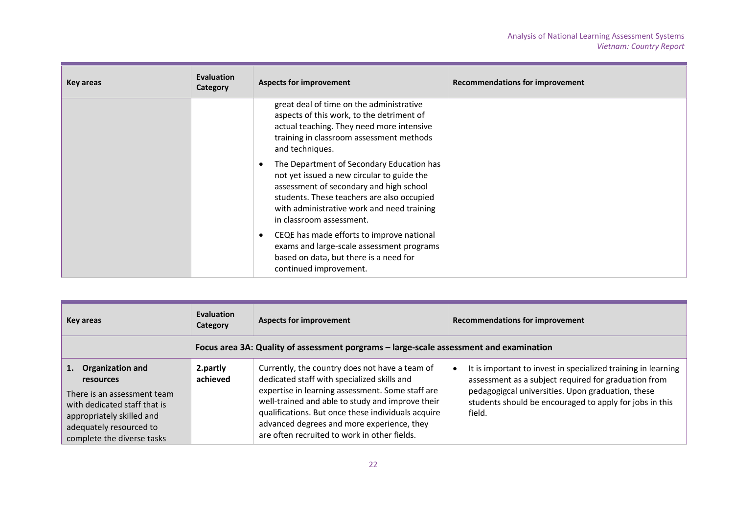| Key areas | Evaluation Category | Aspects for improvement | Recommendations for improvement |
|---|---|---|---|
| | | great deal of time on the administrative aspects of this work, to the detriment of actual teaching. They need more intensive training in classroom assessment methods and techniques.<br>• The Department of Secondary Education has not yet issued a new circular to guide the assessment of secondary and high school students. These teachers are also occupied with administrative work and need training in classroom assessment.<br>• CEQE has made efforts to improve national exams and large-scale assessment programs based on data, but there is a need for continued improvement. | |

| Key areas | Evaluation Category | Aspects for improvement | Recommendations for improvement |
|---|---|---|---|
| **Focus area 3A: Quality of assessment porgrams – large-scale assessment and examination** | | | |
| **1. Organization and resources**<br>There is an assessment team with dedicated staff that is appropriately skilled and adequately resourced to complete the diverse tasks | **2.partly achieved** | Currently, the country does not have a team of dedicated staff with specialized skills and expertise in learning assessment. Some staff are well-trained and able to study and improve their qualifications. But once these individuals acquire advanced degrees and more experience, they are often recruited to work in other fields. | • It is important to invest in specialized training in learning assessment as a subject required for graduation from pedagogigcal universities. Upon graduation, these students should be encouraged to apply for jobs in this field. |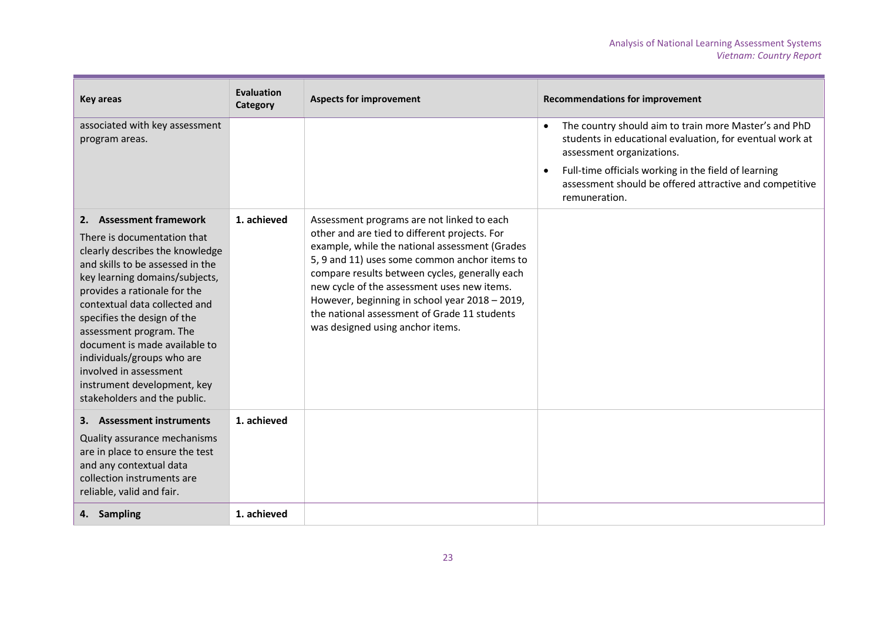| Key areas | Evaluation Category | Aspects for improvement | Recommendations for improvement |
|---|---|---|---|
| associated with key assessment program areas. | | | • The country should aim to train more Master's and PhD students in educational evaluation, for eventual work at assessment organizations.<br>• Full-time officials working in the field of learning assessment should be offered attractive and competitive remuneration. |
| **2. Assessment framework**<br>There is documentation that clearly describes the knowledge and skills to be assessed in the key learning domains/subjects, provides a rationale for the contextual data collected and specifies the design of the assessment program. The document is made available to individuals/groups who are involved in assessment instrument development, key stakeholders and the public. | 1. achieved | Assessment programs are not linked to each other and are tied to different projects. For example, while the national assessment (Grades 5, 9 and 11) uses some common anchor items to compare results between cycles, generally each new cycle of the assessment uses new items. However, beginning in school year 2018 – 2019, the national assessment of Grade 11 students was designed using anchor items. | |
| **3. Assessment instruments**<br>Quality assurance mechanisms are in place to ensure the test and any contextual data collection instruments are reliable, valid and fair. | 1. achieved | | |
| **4. Sampling** | 1. achieved | | |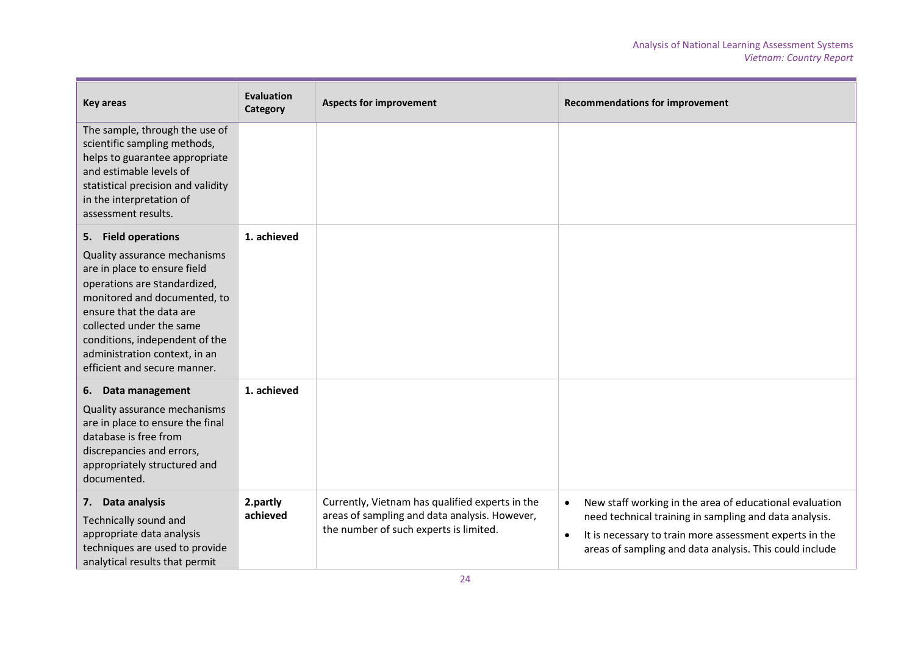| Key areas | Evaluation Category | Aspects for improvement | Recommendations for improvement |
|---|---|---|---|
| The sample, through the use of scientific sampling methods, helps to guarantee appropriate and estimable levels of statistical precision and validity in the interpretation of assessment results. | | | |
| **5. Field operations**<br>Quality assurance mechanisms are in place to ensure field operations are standardized, monitored and documented, to ensure that the data are collected under the same conditions, independent of the administration context, in an efficient and secure manner. | **1. achieved** | | |
| **6. Data management**<br>Quality assurance mechanisms are in place to ensure the final database is free from discrepancies and errors, appropriately structured and documented. | **1. achieved** | | |
| **7. Data analysis**<br>Technically sound and appropriate data analysis techniques are used to provide analytical results that permit | **2.partly achieved** | Currently, Vietnam has qualified experts in the areas of sampling and data analysis. However, the number of such experts is limited. | • New staff working in the area of educational evaluation need technical training in sampling and data analysis.<br>• It is necessary to train more assessment experts in the areas of sampling and data analysis. This could include |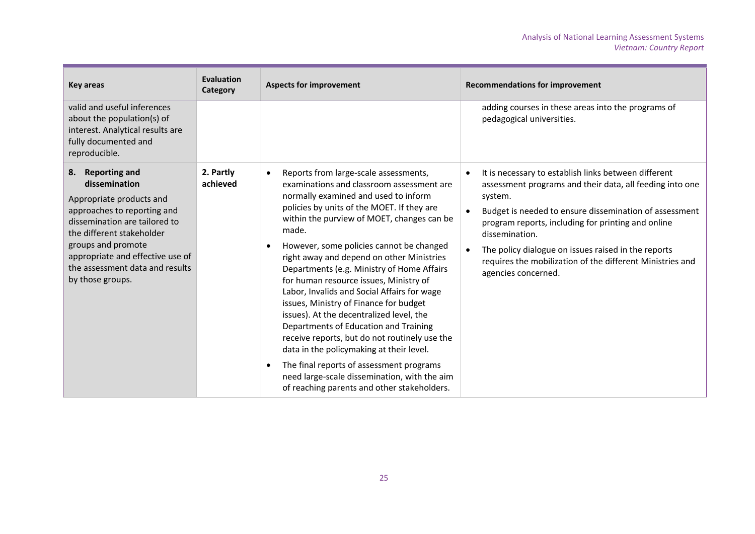| Key areas | Evaluation Category | Aspects for improvement | Recommendations for improvement |
|---|---|---|---|
| valid and useful inferences about the population(s) of interest. Analytical results are fully documented and reproducible. | | | adding courses in these areas into the programs of pedagogical universities. |
| **8. Reporting and dissemination** <br> Appropriate products and approaches to reporting and dissemination are tailored to the different stakeholder groups and promote appropriate and effective use of the assessment data and results by those groups. | **2. Partly achieved** | • Reports from large-scale assessments, examinations and classroom assessment are normally examined and used to inform policies by units of the MOET. If they are within the purview of MOET, changes can be made. <br> • However, some policies cannot be changed right away and depend on other Ministries Departments (e.g. Ministry of Home Affairs for human resource issues, Ministry of Labor, Invalids and Social Affairs for wage issues, Ministry of Finance for budget issues). At the decentralized level, the Departments of Education and Training receive reports, but do not routinely use the data in the policymaking at their level. <br> • The final reports of assessment programs need large-scale dissemination, with the aim of reaching parents and other stakeholders. | • It is necessary to establish links between different assessment programs and their data, all feeding into one system. <br> • Budget is needed to ensure dissemination of assessment program reports, including for printing and online dissemination. <br> • The policy dialogue on issues raised in the reports requires the mobilization of the different Ministries and agencies concerned. |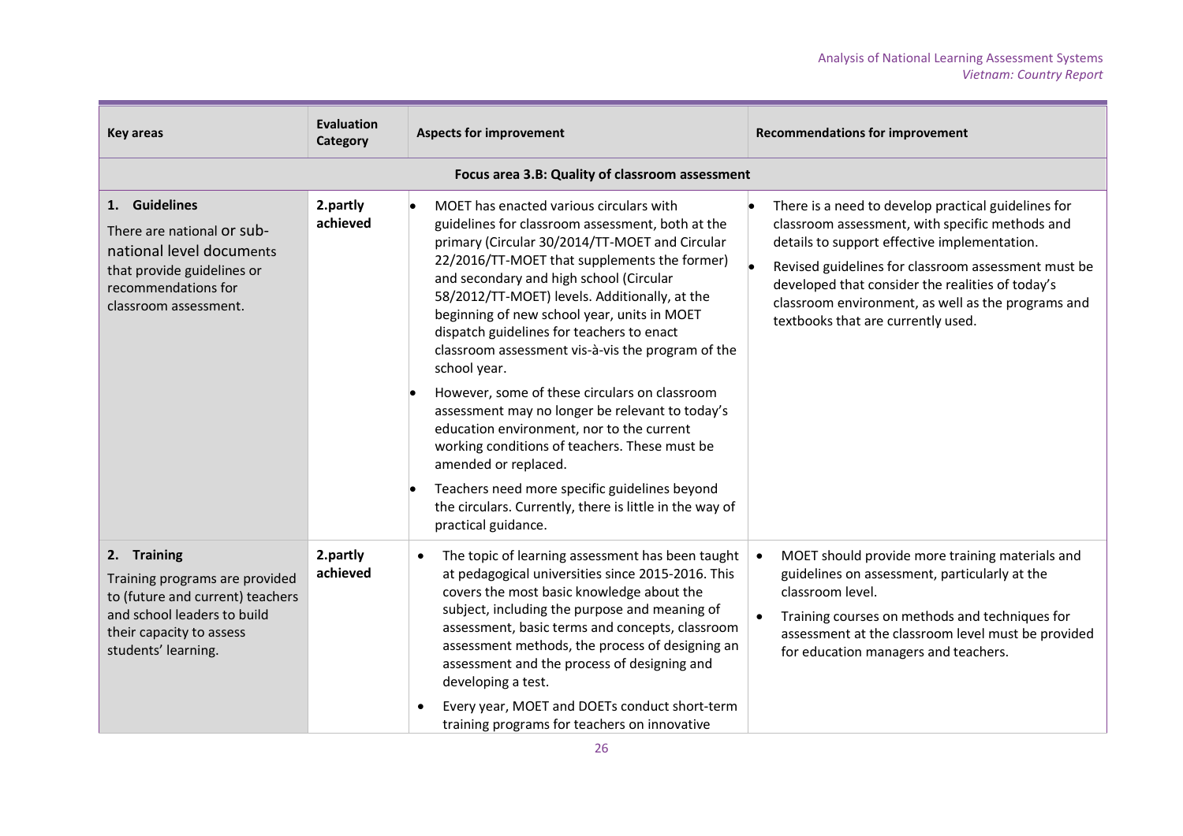| Key areas | Evaluation Category | Aspects for improvement | Recommendations for improvement |
|---|---|---|---|
| **Focus area 3.B: Quality of classroom assessment** | | | |
| **1. Guidelines**<br>There are national or sub-national level documents that provide guidelines or recommendations for classroom assessment. | **2.partly achieved** | • MOET has enacted various circulars with guidelines for classroom assessment, both at the primary (Circular 30/2014/TT-MOET and Circular 22/2016/TT-MOET that supplements the former) and secondary and high school (Circular 58/2012/TT-MOET) levels. Additionally, at the beginning of new school year, units in MOET dispatch guidelines for teachers to enact classroom assessment vis-à-vis the program of the school year.<br>• However, some of these circulars on classroom assessment may no longer be relevant to today's education environment, nor to the current working conditions of teachers. These must be amended or replaced.<br>• Teachers need more specific guidelines beyond the circulars. Currently, there is little in the way of practical guidance. | • There is a need to develop practical guidelines for classroom assessment, with specific methods and details to support effective implementation.<br>• Revised guidelines for classroom assessment must be developed that consider the realities of today's classroom environment, as well as the programs and textbooks that are currently used. |
| **2. Training**<br>Training programs are provided to (future and current) teachers and school leaders to build their capacity to assess students' learning. | **2.partly achieved** | • The topic of learning assessment has been taught at pedagogical universities since 2015-2016. This covers the most basic knowledge about the subject, including the purpose and meaning of assessment, basic terms and concepts, classroom assessment methods, the process of designing an assessment and the process of designing and developing a test.<br>• Every year, MOET and DOETs conduct short-term training programs for teachers on innovative | • MOET should provide more training materials and guidelines on assessment, particularly at the classroom level.<br>• Training courses on methods and techniques for assessment at the classroom level must be provided for education managers and teachers. |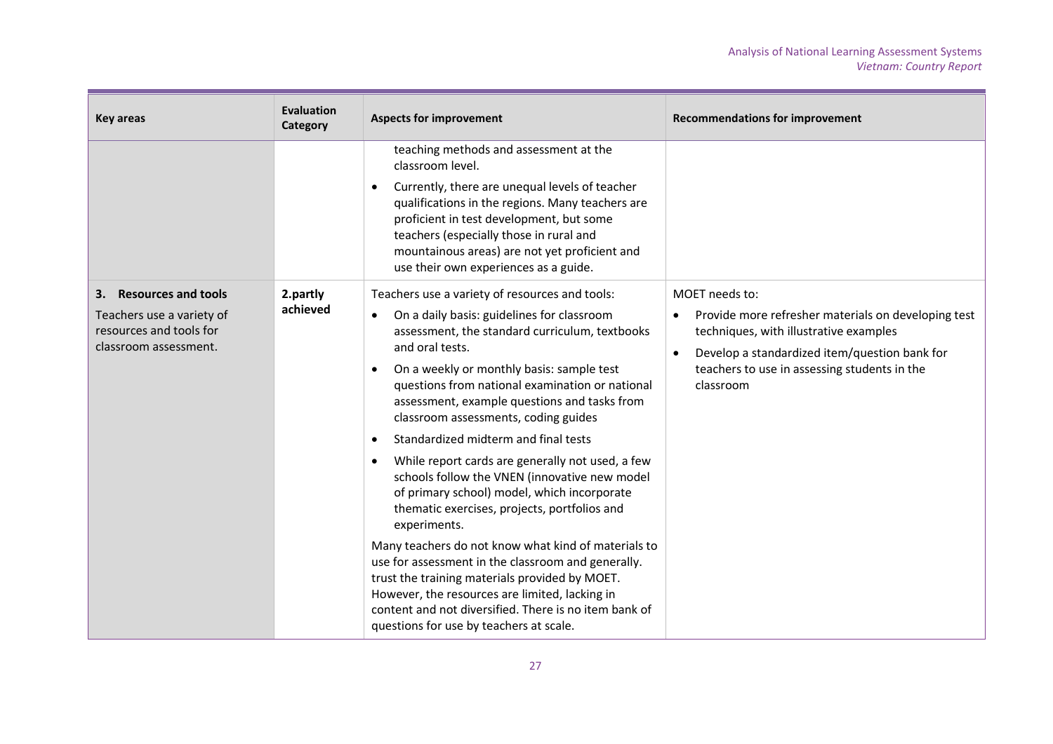| Key areas | Evaluation Category | Aspects for improvement | Recommendations for improvement |
|---|---|---|---|
| | | teaching methods and assessment at the classroom level.<br>• Currently, there are unequal levels of teacher qualifications in the regions. Many teachers are proficient in test development, but some teachers (especially those in rural and mountainous areas) are not yet proficient and use their own experiences as a guide. | |
| **3. Resources and tools**<br>Teachers use a variety of resources and tools for classroom assessment. | **2.partly achieved** | Teachers use a variety of resources and tools:<br>• On a daily basis: guidelines for classroom assessment, the standard curriculum, textbooks and oral tests.<br>• On a weekly or monthly basis: sample test questions from national examination or national assessment, example questions and tasks from classroom assessments, coding guides<br>• Standardized midterm and final tests<br>• While report cards are generally not used, a few schools follow the VNEN (innovative new model of primary school) model, which incorporate thematic exercises, projects, portfolios and experiments.<br>Many teachers do not know what kind of materials to use for assessment in the classroom and generally. trust the training materials provided by MOET. However, the resources are limited, lacking in content and not diversified. There is no item bank of questions for use by teachers at scale. | MOET needs to:<br>• Provide more refresher materials on developing test techniques, with illustrative examples<br>• Develop a standardized item/question bank for teachers to use in assessing students in the classroom |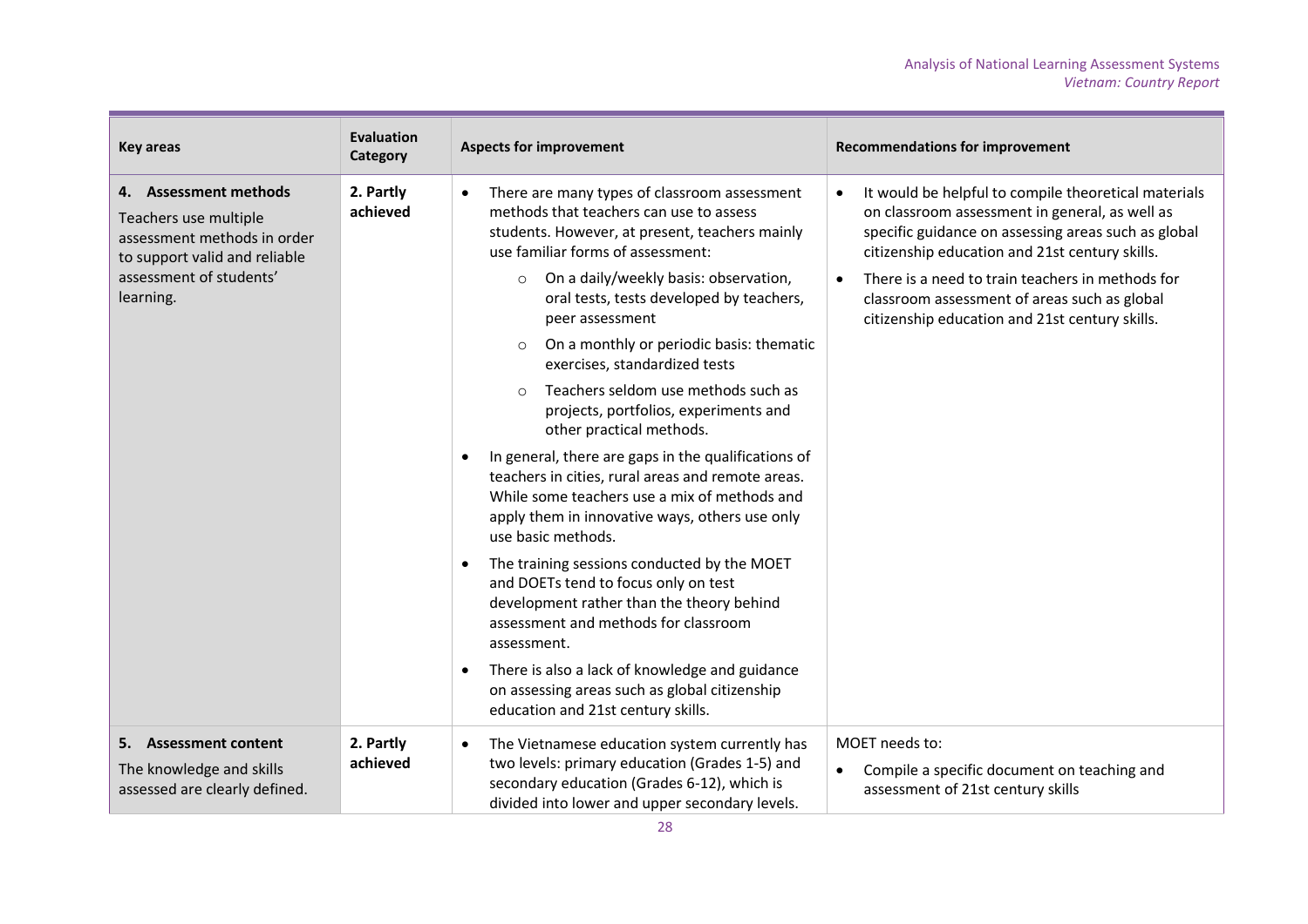| Key areas | Evaluation Category | Aspects for improvement | Recommendations for improvement |
| --- | --- | --- | --- |
| **4. Assessment methods**<br>Teachers use multiple assessment methods in order to support valid and reliable assessment of students' learning. | **2. Partly achieved** | • There are many types of classroom assessment methods that teachers can use to assess students. However, at present, teachers mainly use familiar forms of assessment:<br>○ On a daily/weekly basis: observation, oral tests, tests developed by teachers, peer assessment<br>○ On a monthly or periodic basis: thematic exercises, standardized tests<br>○ Teachers seldom use methods such as projects, portfolios, experiments and other practical methods.<br>• In general, there are gaps in the qualifications of teachers in cities, rural areas and remote areas. While some teachers use a mix of methods and apply them in innovative ways, others use only use basic methods.<br>• The training sessions conducted by the MOET and DOETs tend to focus only on test development rather than the theory behind assessment and methods for classroom assessment.<br>• There is also a lack of knowledge and guidance on assessing areas such as global citizenship education and 21st century skills. | • It would be helpful to compile theoretical materials on classroom assessment in general, as well as specific guidance on assessing areas such as global citizenship education and 21st century skills.<br>• There is a need to train teachers in methods for classroom assessment of areas such as global citizenship education and 21st century skills. |
| **5. Assessment content**<br>The knowledge and skills assessed are clearly defined. | **2. Partly achieved** | • The Vietnamese education system currently has two levels: primary education (Grades 1-5) and secondary education (Grades 6-12), which is divided into lower and upper secondary levels. | MOET needs to:<br>• Compile a specific document on teaching and assessment of 21st century skills |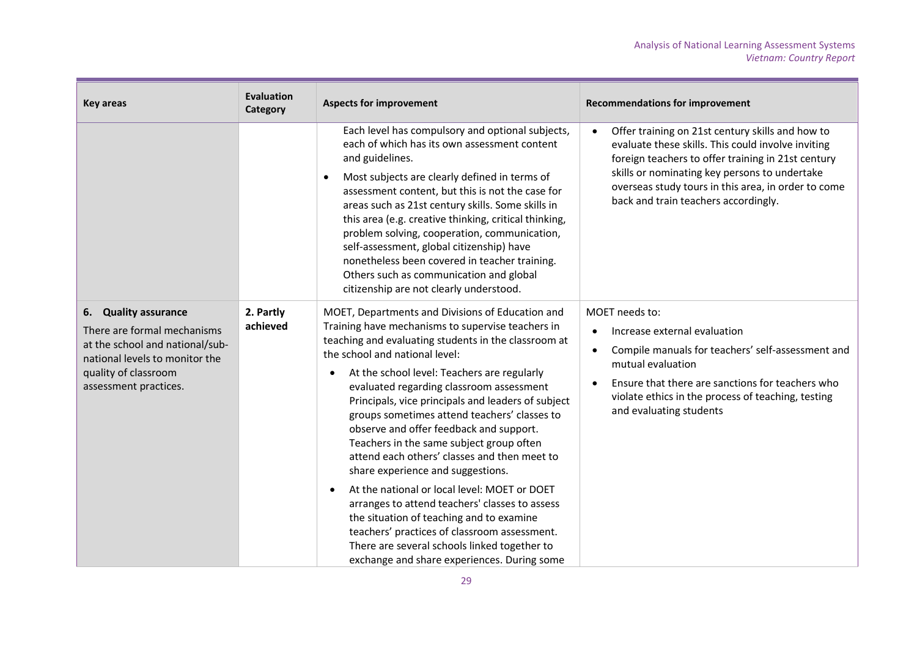| Key areas | Evaluation Category | Aspects for improvement | Recommendations for improvement |
|---|---|---|---|
| | | Each level has compulsory and optional subjects, each of which has its own assessment content and guidelines.<br>• Most subjects are clearly defined in terms of assessment content, but this is not the case for areas such as 21st century skills. Some skills in this area (e.g. creative thinking, critical thinking, problem solving, cooperation, communication, self-assessment, global citizenship) have nonetheless been covered in teacher training. Others such as communication and global citizenship are not clearly understood. | • Offer training on 21st century skills and how to evaluate these skills. This could involve inviting foreign teachers to offer training in 21st century skills or nominating key persons to undertake overseas study tours in this area, in order to come back and train teachers accordingly. |
| **6. Quality assurance**<br>There are formal mechanisms at the school and national/sub-national levels to monitor the quality of classroom assessment practices. | **2. Partly achieved** | MOET, Departments and Divisions of Education and Training have mechanisms to supervise teachers in teaching and evaluating students in the classroom at the school and national level:<br>• At the school level: Teachers are regularly evaluated regarding classroom assessment Principals, vice principals and leaders of subject groups sometimes attend teachers' classes to observe and offer feedback and support. Teachers in the same subject group often attend each others' classes and then meet to share experience and suggestions.<br>• At the national or local level: MOET or DOET arranges to attend teachers' classes to assess the situation of teaching and to examine teachers' practices of classroom assessment. There are several schools linked together to exchange and share experiences. During some | MOET needs to:<br>• Increase external evaluation<br>• Compile manuals for teachers' self-assessment and mutual evaluation<br>• Ensure that there are sanctions for teachers who violate ethics in the process of teaching, testing and evaluating students |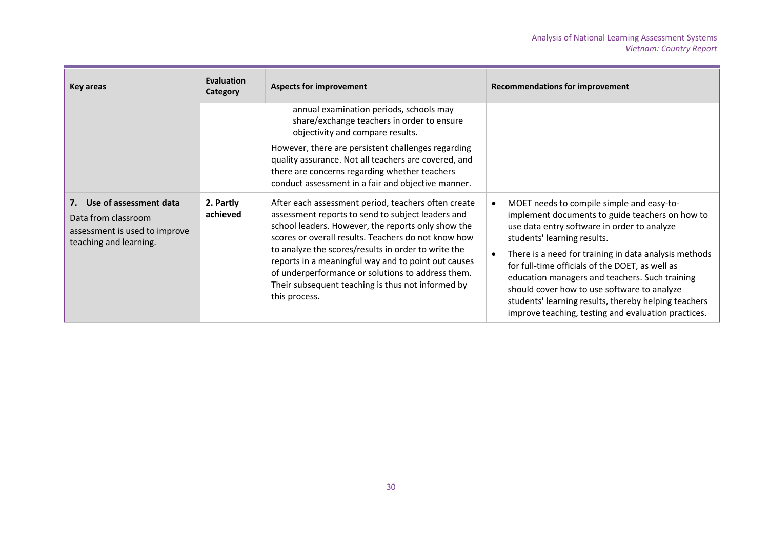| Key areas | Evaluation Category | Aspects for improvement | Recommendations for improvement |
|---|---|---|---|
| | | annual examination periods, schools may share/exchange teachers in order to ensure objectivity and compare results.<br><br>However, there are persistent challenges regarding quality assurance. Not all teachers are covered, and there are concerns regarding whether teachers conduct assessment in a fair and objective manner. | |
| **7. Use of assessment data**<br><br>Data from classroom assessment is used to improve teaching and learning. | **2. Partly achieved** | After each assessment period, teachers often create assessment reports to send to subject leaders and school leaders. However, the reports only show the scores or overall results. Teachers do not know how to analyze the scores/results in order to write the reports in a meaningful way and to point out causes of underperformance or solutions to address them. Their subsequent teaching is thus not informed by this process. | • MOET needs to compile simple and easy-to-implement documents to guide teachers on how to use data entry software in order to analyze students' learning results.<br><br>• There is a need for training in data analysis methods for full-time officials of the DOET, as well as education managers and teachers. Such training should cover how to use software to analyze students' learning results, thereby helping teachers improve teaching, testing and evaluation practices. |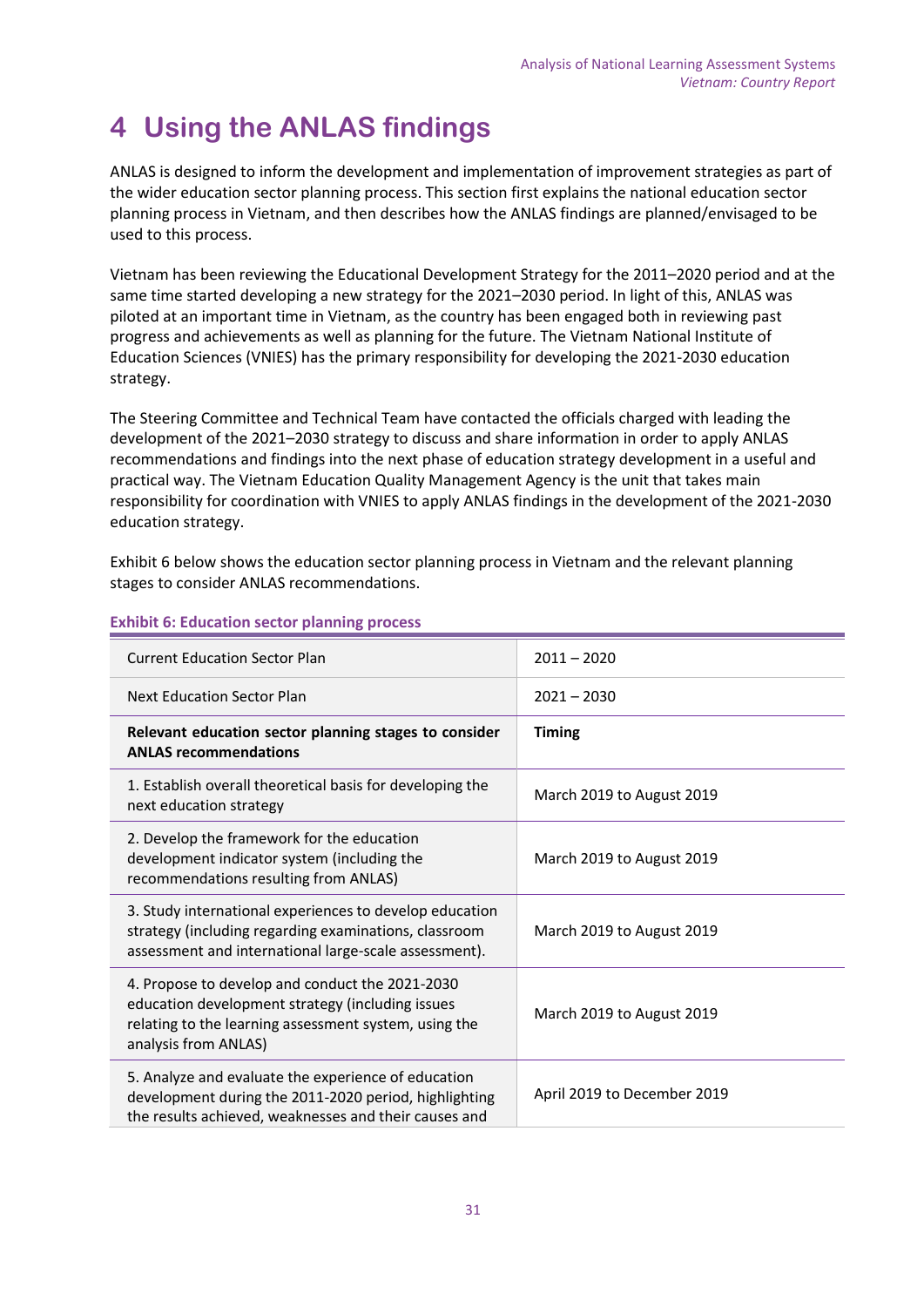# 4 Using the ANLAS findings

ANLAS is designed to inform the development and implementation of improvement strategies as part of the wider education sector planning process. This section first explains the national education sector planning process in Vietnam, and then describes how the ANLAS findings are planned/envisaged to be used to this process.

Vietnam has been reviewing the Educational Development Strategy for the 2011–2020 period and at the same time started developing a new strategy for the 2021–2030 period. In light of this, ANLAS was piloted at an important time in Vietnam, as the country has been engaged both in reviewing past progress and achievements as well as planning for the future. The Vietnam National Institute of Education Sciences (VNIES) has the primary responsibility for developing the 2021-2030 education strategy.

The Steering Committee and Technical Team have contacted the officials charged with leading the development of the 2021–2030 strategy to discuss and share information in order to apply ANLAS recommendations and findings into the next phase of education strategy development in a useful and practical way. The Vietnam Education Quality Management Agency is the unit that takes main responsibility for coordination with VNIES to apply ANLAS findings in the development of the 2021-2030 education strategy.

Exhibit 6 below shows the education sector planning process in Vietnam and the relevant planning stages to consider ANLAS recommendations.

**Exhibit 6: Education sector planning process**

| Current Education Sector Plan | 2011 – 2020 |
|---|---|
| Next Education Sector Plan | 2021 – 2030 |
| **Relevant education sector planning stages to consider ANLAS recommendations** | **Timing** |
| 1. Establish overall theoretical basis for developing the next education strategy | March 2019 to August 2019 |
| 2. Develop the framework for the education development indicator system (including the recommendations resulting from ANLAS) | March 2019 to August 2019 |
| 3. Study international experiences to develop education strategy (including regarding examinations, classroom assessment and international large-scale assessment). | March 2019 to August 2019 |
| 4. Propose to develop and conduct the 2021-2030 education development strategy (including issues relating to the learning assessment system, using the analysis from ANLAS) | March 2019 to August 2019 |
| 5. Analyze and evaluate the experience of education development during the 2011-2020 period, highlighting the results achieved, weaknesses and their causes and | April 2019 to December 2019 |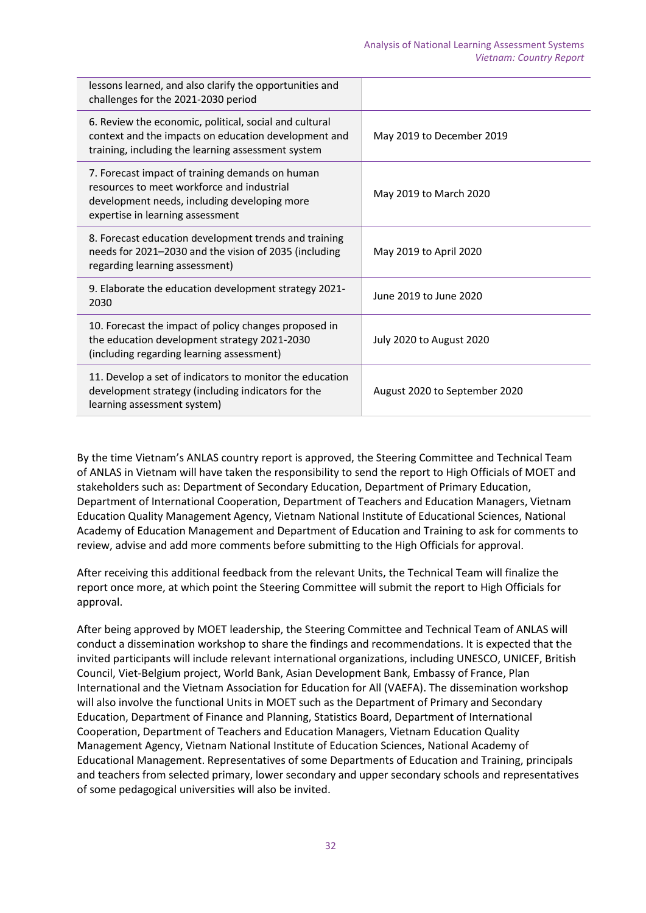| | |
|---|---|
| lessons learned, and also clarify the opportunities and challenges for the 2021-2030 period | |
| 6. Review the economic, political, social and cultural context and the impacts on education development and training, including the learning assessment system | May 2019 to December 2019 |
| 7. Forecast impact of training demands on human resources to meet workforce and industrial development needs, including developing more expertise in learning assessment | May 2019 to March 2020 |
| 8. Forecast education development trends and training needs for 2021–2030 and the vision of 2035 (including regarding learning assessment) | May 2019 to April 2020 |
| 9. Elaborate the education development strategy 2021-2030 | June 2019 to June 2020 |
| 10. Forecast the impact of policy changes proposed in the education development strategy 2021-2030 (including regarding learning assessment) | July 2020 to August 2020 |
| 11. Develop a set of indicators to monitor the education development strategy (including indicators for the learning assessment system) | August 2020 to September 2020 |

By the time Vietnam's ANLAS country report is approved, the Steering Committee and Technical Team of ANLAS in Vietnam will have taken the responsibility to send the report to High Officials of MOET and stakeholders such as: Department of Secondary Education, Department of Primary Education, Department of International Cooperation, Department of Teachers and Education Managers, Vietnam Education Quality Management Agency, Vietnam National Institute of Educational Sciences, National Academy of Education Management and Department of Education and Training to ask for comments to review, advise and add more comments before submitting to the High Officials for approval.

After receiving this additional feedback from the relevant Units, the Technical Team will finalize the report once more, at which point the Steering Committee will submit the report to High Officials for approval.

After being approved by MOET leadership, the Steering Committee and Technical Team of ANLAS will conduct a dissemination workshop to share the findings and recommendations. It is expected that the invited participants will include relevant international organizations, including UNESCO, UNICEF, British Council, Viet-Belgium project, World Bank, Asian Development Bank, Embassy of France, Plan International and the Vietnam Association for Education for All (VAEFA). The dissemination workshop will also involve the functional Units in MOET such as the Department of Primary and Secondary Education, Department of Finance and Planning, Statistics Board, Department of International Cooperation, Department of Teachers and Education Managers, Vietnam Education Quality Management Agency, Vietnam National Institute of Education Sciences, National Academy of Educational Management. Representatives of some Departments of Education and Training, principals and teachers from selected primary, lower secondary and upper secondary schools and representatives of some pedagogical universities will also be invited.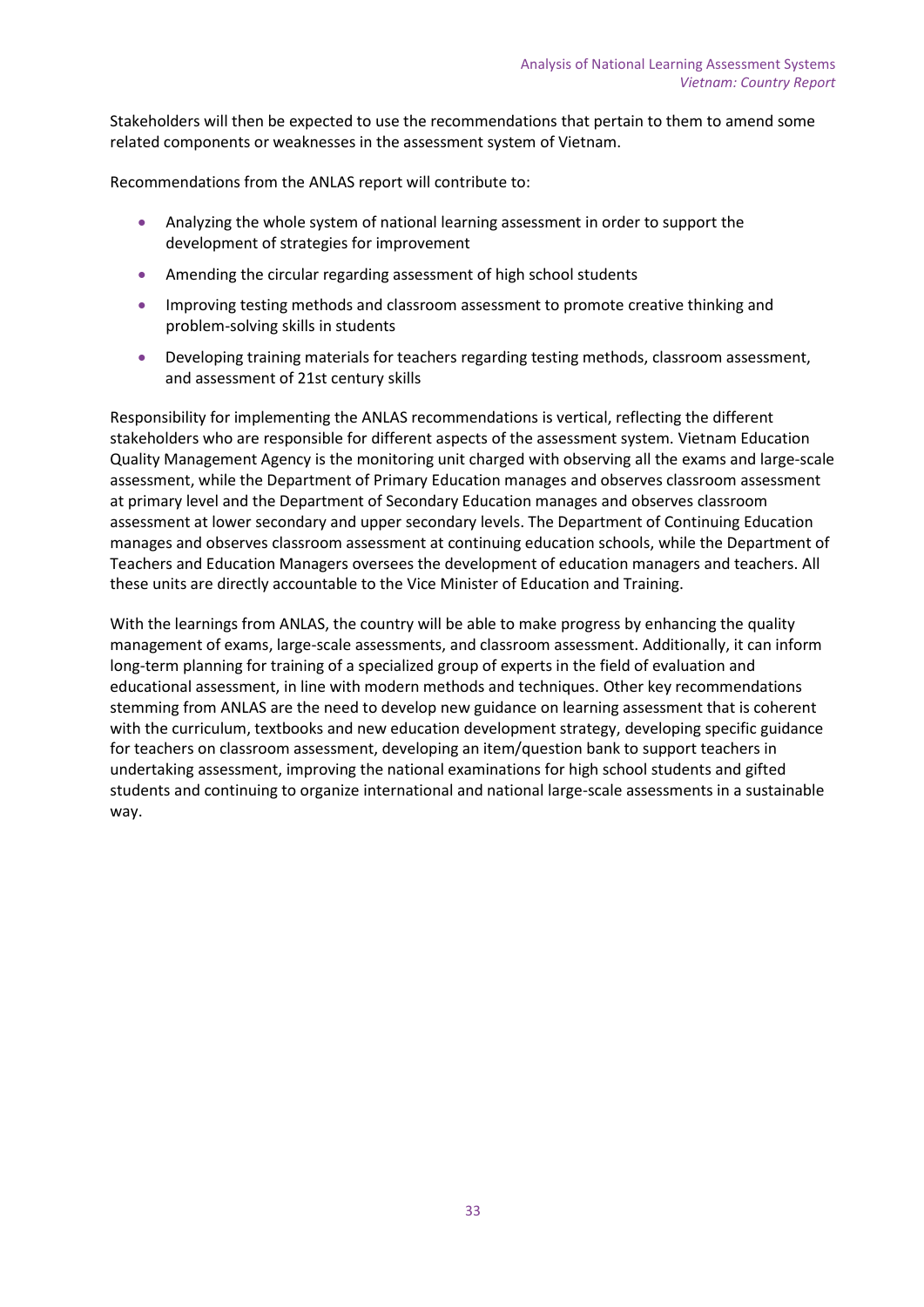Stakeholders will then be expected to use the recommendations that pertain to them to amend some related components or weaknesses in the assessment system of Vietnam.

Recommendations from the ANLAS report will contribute to:

- Analyzing the whole system of national learning assessment in order to support the development of strategies for improvement
- Amending the circular regarding assessment of high school students
- Improving testing methods and classroom assessment to promote creative thinking and problem-solving skills in students
- Developing training materials for teachers regarding testing methods, classroom assessment, and assessment of 21st century skills

Responsibility for implementing the ANLAS recommendations is vertical, reflecting the different stakeholders who are responsible for different aspects of the assessment system. Vietnam Education Quality Management Agency is the monitoring unit charged with observing all the exams and large-scale assessment, while the Department of Primary Education manages and observes classroom assessment at primary level and the Department of Secondary Education manages and observes classroom assessment at lower secondary and upper secondary levels. The Department of Continuing Education manages and observes classroom assessment at continuing education schools, while the Department of Teachers and Education Managers oversees the development of education managers and teachers. All these units are directly accountable to the Vice Minister of Education and Training.

With the learnings from ANLAS, the country will be able to make progress by enhancing the quality management of exams, large-scale assessments, and classroom assessment. Additionally, it can inform long-term planning for training of a specialized group of experts in the field of evaluation and educational assessment, in line with modern methods and techniques. Other key recommendations stemming from ANLAS are the need to develop new guidance on learning assessment that is coherent with the curriculum, textbooks and new education development strategy, developing specific guidance for teachers on classroom assessment, developing an item/question bank to support teachers in undertaking assessment, improving the national examinations for high school students and gifted students and continuing to organize international and national large-scale assessments in a sustainable way.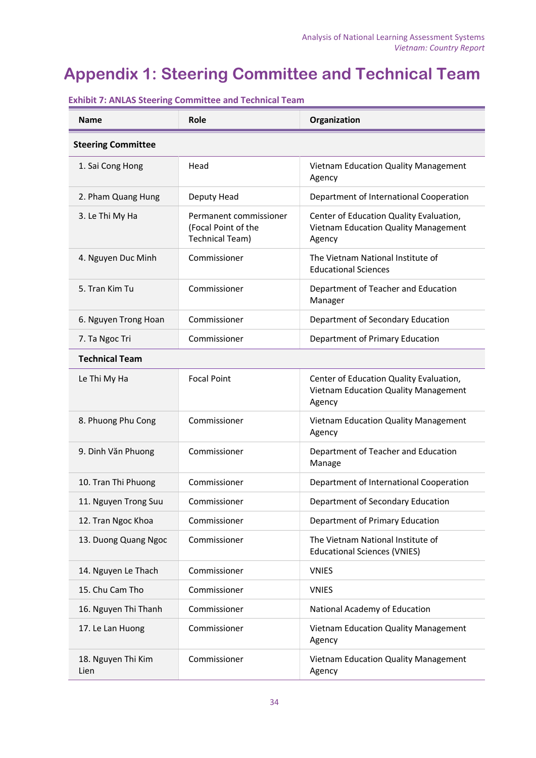# Appendix 1: Steering Committee and Technical Team

**Exhibit 7: ANLAS Steering Committee and Technical Team**

| Name | Role | Organization |
|---|---|---|
| **Steering Committee** | | |
| 1. Sai Cong Hong | Head | Vietnam Education Quality Management Agency |
| 2. Pham Quang Hung | Deputy Head | Department of International Cooperation |
| 3. Le Thi My Ha | Permanent commissioner (Focal Point of the Technical Team) | Center of Education Quality Evaluation, Vietnam Education Quality Management Agency |
| 4. Nguyen Duc Minh | Commissioner | The Vietnam National Institute of Educational Sciences |
| 5. Tran Kim Tu | Commissioner | Department of Teacher and Education Manager |
| 6. Nguyen Trong Hoan | Commissioner | Department of Secondary Education |
| 7. Ta Ngoc Tri | Commissioner | Department of Primary Education |
| **Technical Team** | | |
| Le Thi My Ha | Focal Point | Center of Education Quality Evaluation, Vietnam Education Quality Management Agency |
| 8. Phuong Phu Cong | Commissioner | Vietnam Education Quality Management Agency |
| 9. Dinh Văn Phuong | Commissioner | Department of Teacher and Education Manage |
| 10. Tran Thi Phuong | Commissioner | Department of International Cooperation |
| 11. Nguyen Trong Suu | Commissioner | Department of Secondary Education |
| 12. Tran Ngoc Khoa | Commissioner | Department of Primary Education |
| 13. Duong Quang Ngoc | Commissioner | The Vietnam National Institute of Educational Sciences (VNIES) |
| 14. Nguyen Le Thach | Commissioner | VNIES |
| 15. Chu Cam Tho | Commissioner | VNIES |
| 16. Nguyen Thi Thanh | Commissioner | National Academy of Education |
| 17. Le Lan Huong | Commissioner | Vietnam Education Quality Management Agency |
| 18. Nguyen Thi Kim Lien | Commissioner | Vietnam Education Quality Management Agency |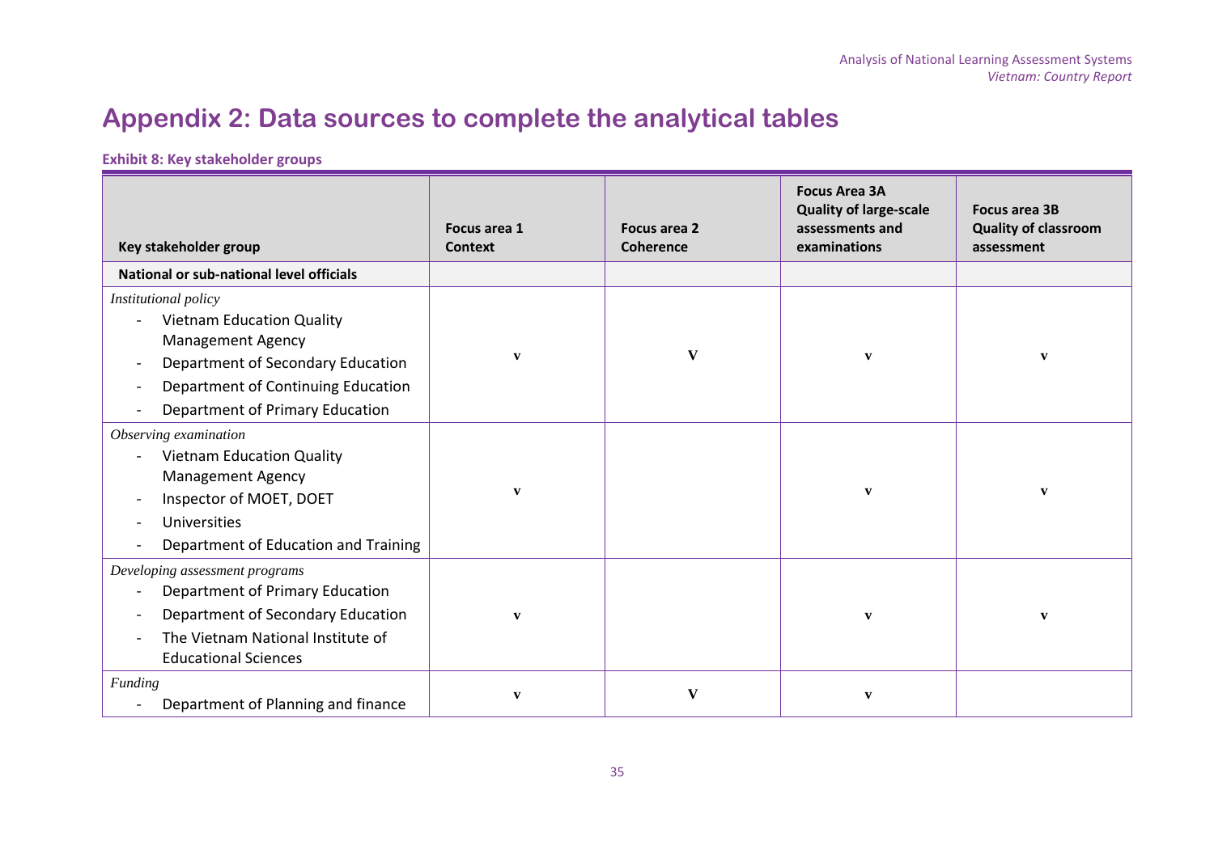# Appendix 2: Data sources to complete the analytical tables

**Exhibit 8: Key stakeholder groups**

| Key stakeholder group | Focus area 1 Context | Focus area 2 Coherence | Focus Area 3A Quality of large-scale assessments and examinations | Focus area 3B Quality of classroom assessment |
|---|---|---|---|---|
| **National or sub-national level officials** | | | | |
| *Institutional policy*<br>- Vietnam Education Quality Management Agency<br>- Department of Secondary Education<br>- Department of Continuing Education<br>- Department of Primary Education | v | V | v | v |
| *Observing examination*<br>- Vietnam Education Quality Management Agency<br>- Inspector of MOET, DOET<br>- Universities<br>- Department of Education and Training | v | | v | v |
| *Developing assessment programs*<br>- Department of Primary Education<br>- Department of Secondary Education<br>- The Vietnam National Institute of Educational Sciences | v | | v | v |
| *Funding*<br>- Department of Planning and finance | v | V | v | |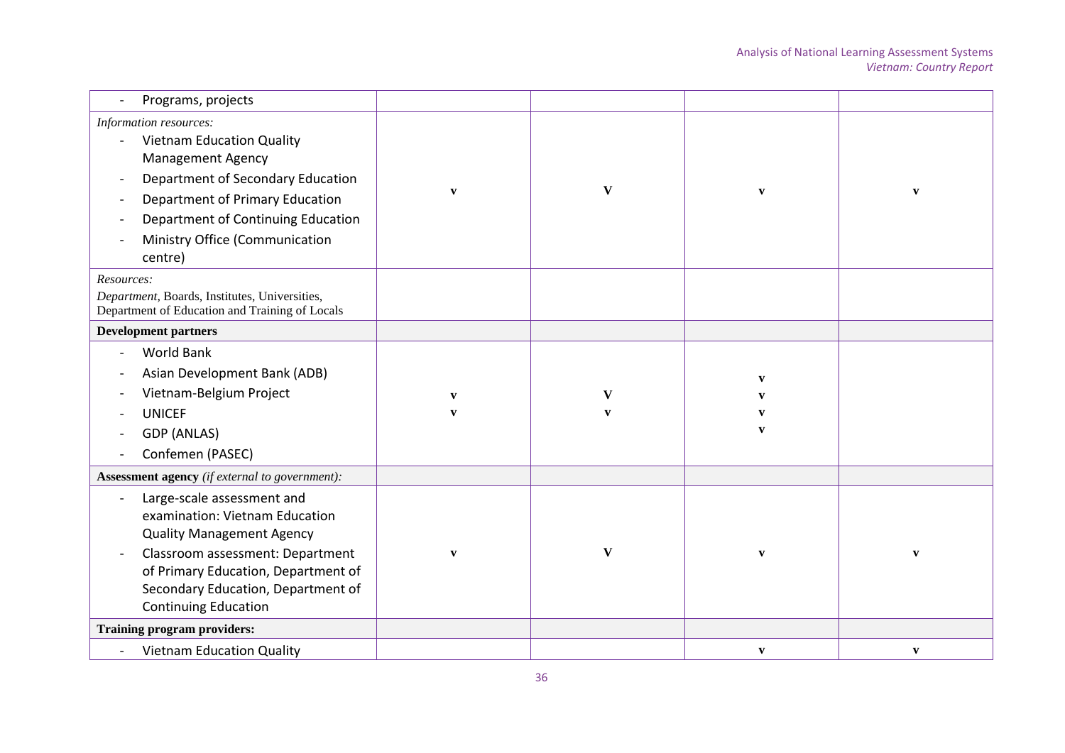| | | | | |
|---|---|---|---|---|
| - Programs, projects | | | | |
| *Information resources:*<br>- Vietnam Education Quality Management Agency<br>- Department of Secondary Education<br>- Department of Primary Education<br>- Department of Continuing Education<br>- Ministry Office (Communication centre) | v | V | v | v |
| *Resources:*<br>*Department*, Boards, Institutes, Universities, Department of Education and Training of Locals | | | | |
| **Development partners** | | | | |
| - World Bank<br>- Asian Development Bank (ADB)<br>- Vietnam-Belgium Project<br>- UNICEF<br>- GDP (ANLAS)<br>- Confemen (PASEC) | v<br>v | V<br>v | v<br>v<br>v<br>v | |
| **Assessment agency** *(if external to government):* | | | | |
| - Large-scale assessment and examination: Vietnam Education Quality Management Agency<br>- Classroom assessment: Department of Primary Education, Department of Secondary Education, Department of Continuing Education | v | V | v | v |
| **Training program providers:** | | | | |
| - Vietnam Education Quality | | | v | v |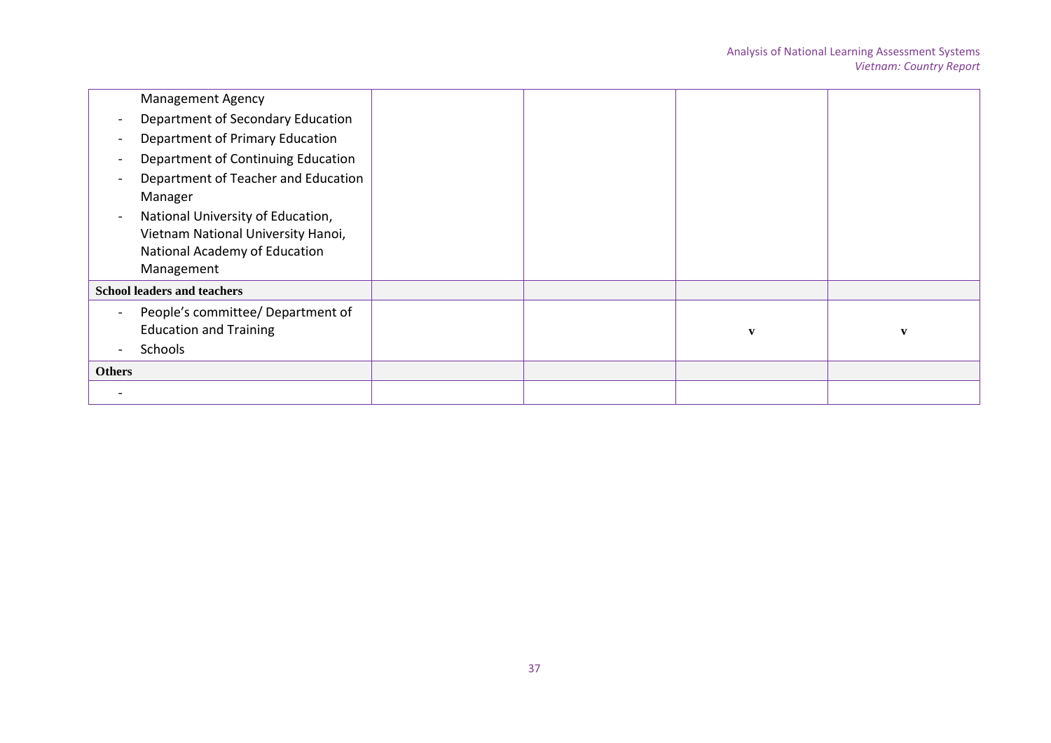| | | | | |
|---|---|---|---|---|
| Management Agency<br>- Department of Secondary Education<br>- Department of Primary Education<br>- Department of Continuing Education<br>- Department of Teacher and Education Manager<br>- National University of Education, Vietnam National University Hanoi, National Academy of Education Management | | | | |
| **School leaders and teachers** | | | | |
| - People's committee/ Department of Education and Training<br>- Schools | | | v | v |
| **Others** | | | | |
| - | | | | |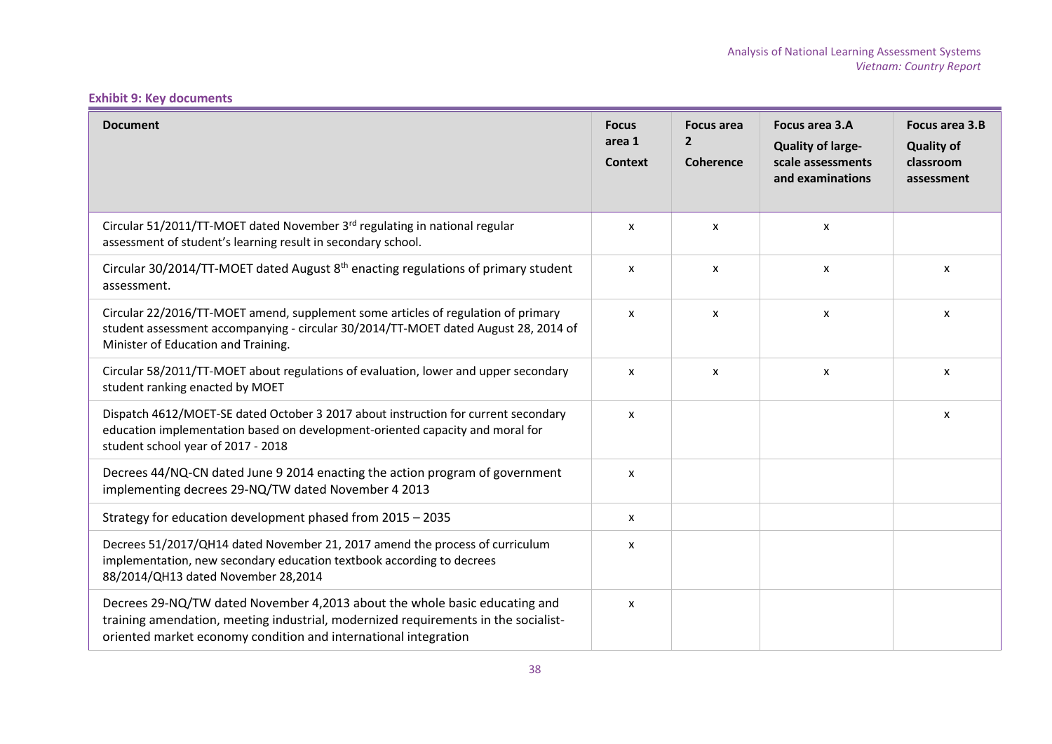**Exhibit 9: Key documents**

| Document | Focus area 1 Context | Focus area 2 Coherence | Focus area 3.A Quality of large-scale assessments and examinations | Focus area 3.B Quality of classroom assessment |
|---|---|---|---|---|
| Circular 51/2011/TT-MOET dated November 3rd regulating in national regular assessment of student's learning result in secondary school. | x | x | x | |
| Circular 30/2014/TT-MOET dated August 8th enacting regulations of primary student assessment. | x | x | x | x |
| Circular 22/2016/TT-MOET amend, supplement some articles of regulation of primary student assessment accompanying - circular 30/2014/TT-MOET dated August 28, 2014 of Minister of Education and Training. | x | x | x | x |
| Circular 58/2011/TT-MOET about regulations of evaluation, lower and upper secondary student ranking enacted by MOET | x | x | x | x |
| Dispatch 4612/MOET-SE dated October 3 2017 about instruction for current secondary education implementation based on development-oriented capacity and moral for student school year of 2017 - 2018 | x | | | x |
| Decrees 44/NQ-CN dated June 9 2014 enacting the action program of government implementing decrees 29-NQ/TW dated November 4 2013 | x | | | |
| Strategy for education development phased from 2015 – 2035 | x | | | |
| Decrees 51/2017/QH14 dated November 21, 2017 amend the process of curriculum implementation, new secondary education textbook according to decrees 88/2014/QH13 dated November 28,2014 | x | | | |
| Decrees 29-NQ/TW dated November 4,2013 about the whole basic educating and training amendation, meeting industrial, modernized requirements in the socialist-oriented market economy condition and international integration | x | | | |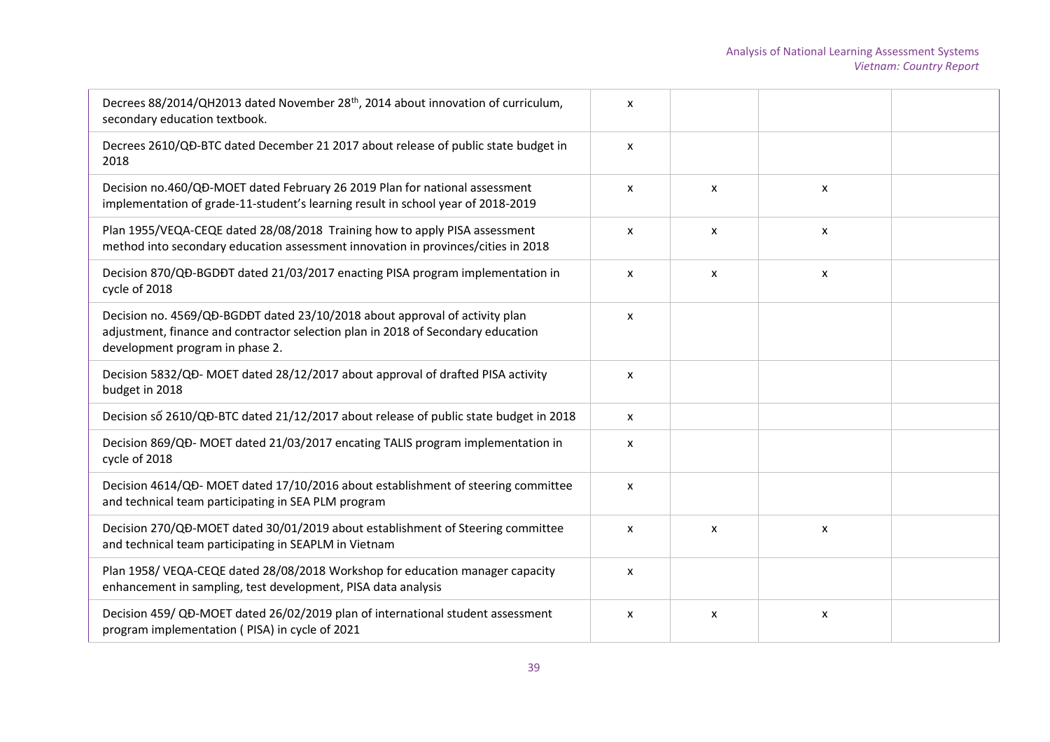| | | | | |
|---|---|---|---|---|
| Decrees 88/2014/QH2013 dated November 28th, 2014 about innovation of curriculum, secondary education textbook. | x | | | |
| Decrees 2610/QĐ-BTC dated December 21 2017 about release of public state budget in 2018 | x | | | |
| Decision no.460/QĐ-MOET dated February 26 2019 Plan for national assessment implementation of grade-11-student's learning result in school year of 2018-2019 | x | x | x | |
| Plan 1955/VEQA-CEQE dated 28/08/2018 Training how to apply PISA assessment method into secondary education assessment innovation in provinces/cities in 2018 | x | x | x | |
| Decision 870/QĐ-BGDĐT dated 21/03/2017 enacting PISA program implementation in cycle of 2018 | x | x | x | |
| Decision no. 4569/QĐ-BGDĐT dated 23/10/2018 about approval of activity plan adjustment, finance and contractor selection plan in 2018 of Secondary education development program in phase 2. | x | | | |
| Decision 5832/QĐ- MOET dated 28/12/2017 about approval of drafted PISA activity budget in 2018 | x | | | |
| Decision số 2610/QĐ-BTC dated 21/12/2017 about release of public state budget in 2018 | x | | | |
| Decision 869/QĐ- MOET dated 21/03/2017 encating TALIS program implementation in cycle of 2018 | x | | | |
| Decision 4614/QĐ- MOET dated 17/10/2016 about establishment of steering committee and technical team participating in SEA PLM program | x | | | |
| Decision 270/QĐ-MOET dated 30/01/2019 about establishment of Steering committee and technical team participating in SEAPLM in Vietnam | x | x | x | |
| Plan 1958/ VEQA-CEQE dated 28/08/2018 Workshop for education manager capacity enhancement in sampling, test development, PISA data analysis | x | | | |
| Decision 459/ QĐ-MOET dated 26/02/2019 plan of international student assessment program implementation ( PISA) in cycle of 2021 | x | x | x | |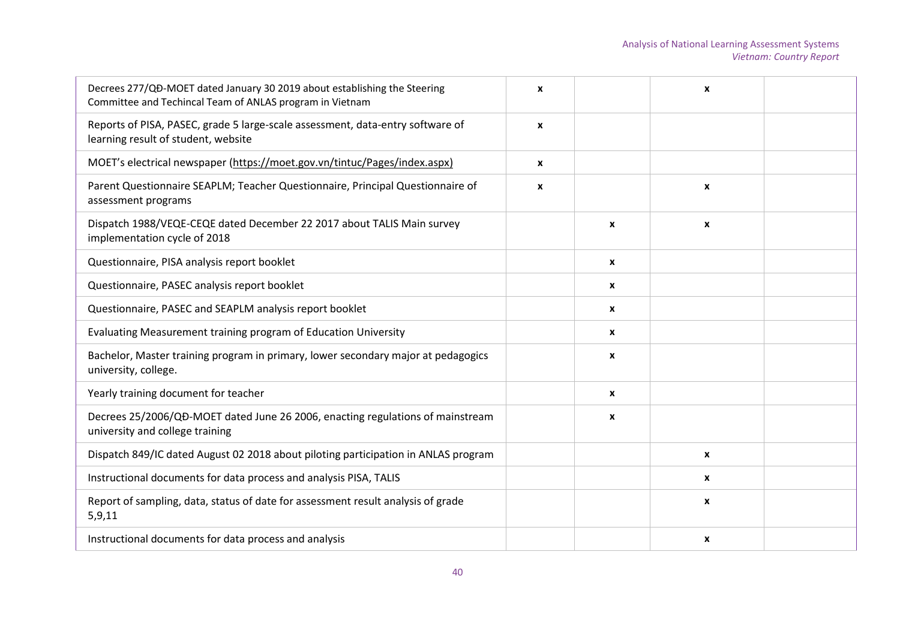| | | | | |
|---|---|---|---|---|
| Decrees 277/QĐ-MOET dated January 30 2019 about establishing the Steering Committee and Techincal Team of ANLAS program in Vietnam | **x** | | **x** | |
| Reports of PISA, PASEC, grade 5 large-scale assessment, data-entry software of learning result of student, website | **x** | | | |
| MOET's electrical newspaper (https://moet.gov.vn/tintuc/Pages/index.aspx) | **x** | | | |
| Parent Questionnaire SEAPLM; Teacher Questionnaire, Principal Questionnaire of assessment programs | **x** | | **x** | |
| Dispatch 1988/VEQE-CEQE dated December 22 2017 about TALIS Main survey implementation cycle of 2018 | | **x** | **x** | |
| Questionnaire, PISA analysis report booklet | | **x** | | |
| Questionnaire, PASEC analysis report booklet | | **x** | | |
| Questionnaire, PASEC and SEAPLM analysis report booklet | | **x** | | |
| Evaluating Measurement training program of Education University | | **x** | | |
| Bachelor, Master training program in primary, lower secondary major at pedagogics university, college. | | **x** | | |
| Yearly training document for teacher | | **x** | | |
| Decrees 25/2006/QĐ-MOET dated June 26 2006, enacting regulations of mainstream university and college training | | **x** | | |
| Dispatch 849/IC dated August 02 2018 about piloting participation in ANLAS program | | | **x** | |
| Instructional documents for data process and analysis PISA, TALIS | | | **x** | |
| Report of sampling, data, status of date for assessment result analysis of grade 5,9,11 | | | **x** | |
| Instructional documents for data process and analysis | | | **x** | |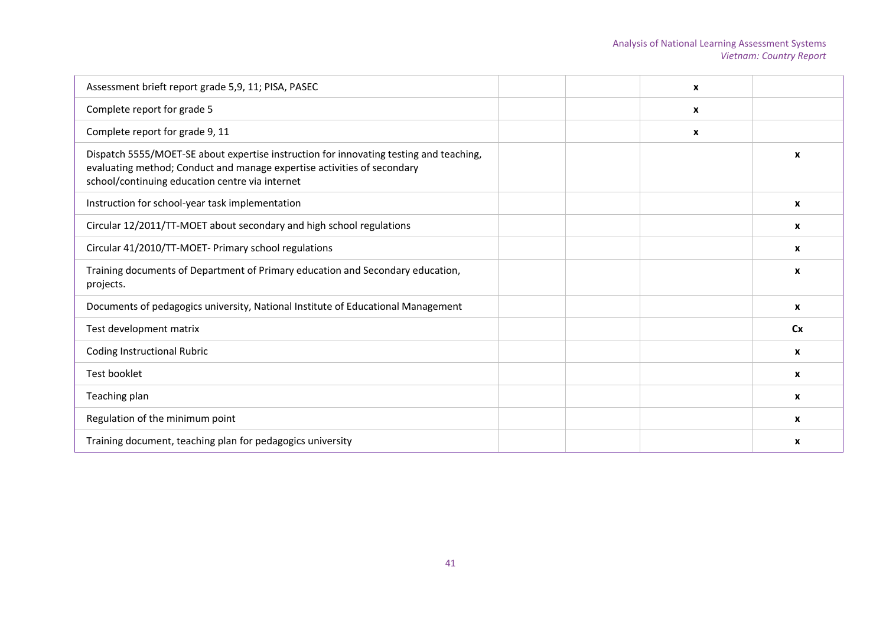| | | | | |
|---|---|---|---|---|
| Assessment brieft report grade 5,9, 11; PISA, PASEC | | | **x** | |
| Complete report for grade 5 | | | **x** | |
| Complete report for grade 9, 11 | | | **x** | |
| Dispatch 5555/MOET-SE about expertise instruction for innovating testing and teaching, evaluating method; Conduct and manage expertise activities of secondary school/continuing education centre via internet | | | | **x** |
| Instruction for school-year task implementation | | | | **x** |
| Circular 12/2011/TT-MOET about secondary and high school regulations | | | | **x** |
| Circular 41/2010/TT-MOET- Primary school regulations | | | | **x** |
| Training documents of Department of Primary education and Secondary education, projects. | | | | **x** |
| Documents of pedagogics university, National Institute of Educational Management | | | | **x** |
| Test development matrix | | | | **Cx** |
| Coding Instructional Rubric | | | | **x** |
| Test booklet | | | | **x** |
| Teaching plan | | | | **x** |
| Regulation of the minimum point | | | | **x** |
| Training document, teaching plan for pedagogics university | | | | **x** |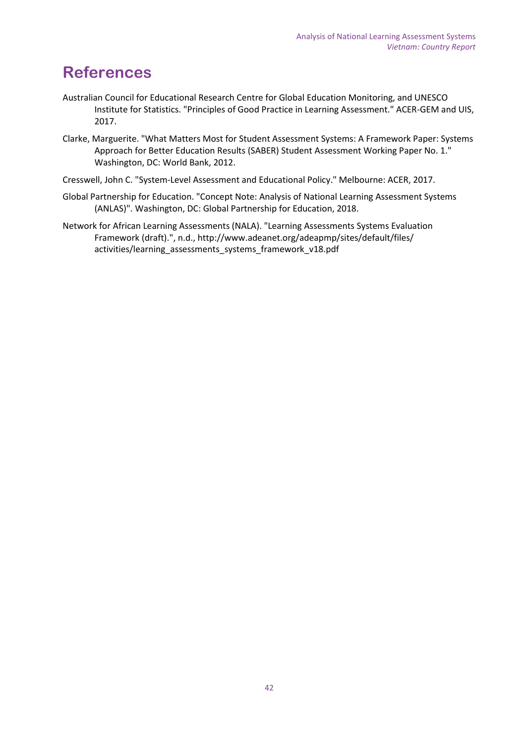# References

Australian Council for Educational Research Centre for Global Education Monitoring, and UNESCO Institute for Statistics. "Principles of Good Practice in Learning Assessment." ACER-GEM and UIS, 2017.

Clarke, Marguerite. "What Matters Most for Student Assessment Systems: A Framework Paper: Systems Approach for Better Education Results (SABER) Student Assessment Working Paper No. 1." Washington, DC: World Bank, 2012.

Cresswell, John C. "System-Level Assessment and Educational Policy." Melbourne: ACER, 2017.

Global Partnership for Education. "Concept Note: Analysis of National Learning Assessment Systems (ANLAS)". Washington, DC: Global Partnership for Education, 2018.

Network for African Learning Assessments (NALA). "Learning Assessments Systems Evaluation Framework (draft).", n.d., http://www.adeanet.org/adeapmp/sites/default/files/activities/learning_assessments_systems_framework_v18.pdf